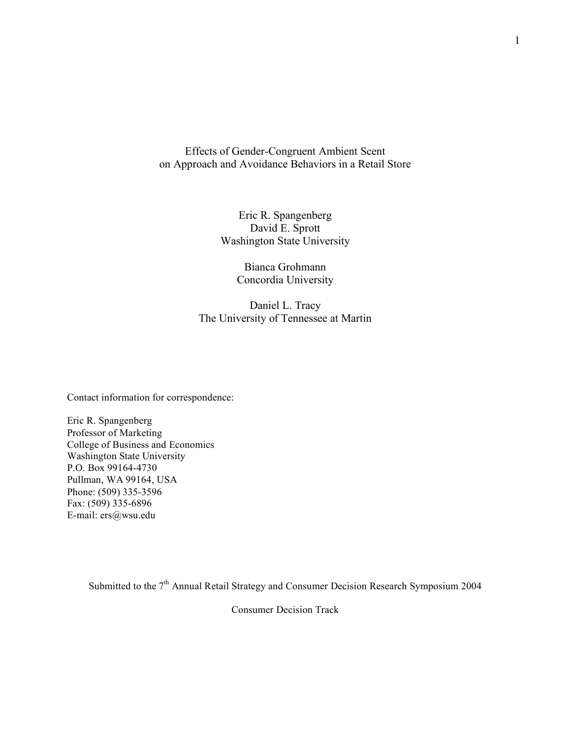# Effects of Gender-Congruent Ambient Scent on Approach and Avoidance Behaviors in a Retail Store

Eric R. Spangenberg
David E. Sprott
Washington State University

Bianca Grohmann
Concordia University

Daniel L. Tracy
The University of Tennessee at Martin

Contact information for correspondence:

Eric R. Spangenberg
Professor of Marketing
College of Business and Economics
Washington State University
P.O. Box 99164-4730
Pullman, WA 99164, USA
Phone: (509) 335-3596
Fax: (509) 335-6896
E-mail: ers@wsu.edu

Submitted to the 7th Annual Retail Strategy and Consumer Decision Research Symposium 2004

Consumer Decision Track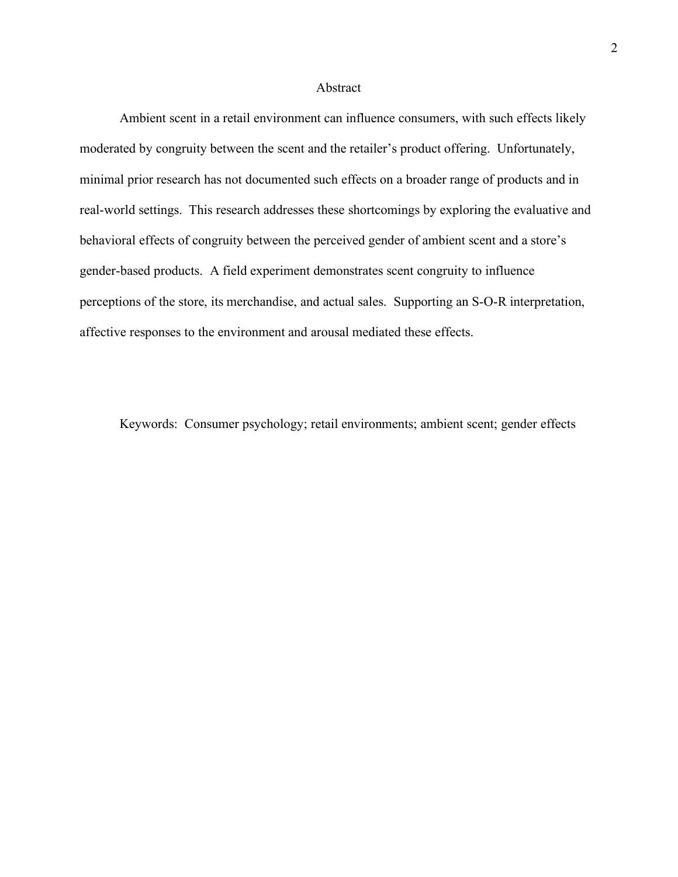# Abstract

Ambient scent in a retail environment can influence consumers, with such effects likely moderated by congruity between the scent and the retailer's product offering. Unfortunately, minimal prior research has not documented such effects on a broader range of products and in real-world settings. This research addresses these shortcomings by exploring the evaluative and behavioral effects of congruity between the perceived gender of ambient scent and a store's gender-based products. A field experiment demonstrates scent congruity to influence perceptions of the store, its merchandise, and actual sales. Supporting an S-O-R interpretation, affective responses to the environment and arousal mediated these effects.

Keywords: Consumer psychology; retail environments; ambient scent; gender effects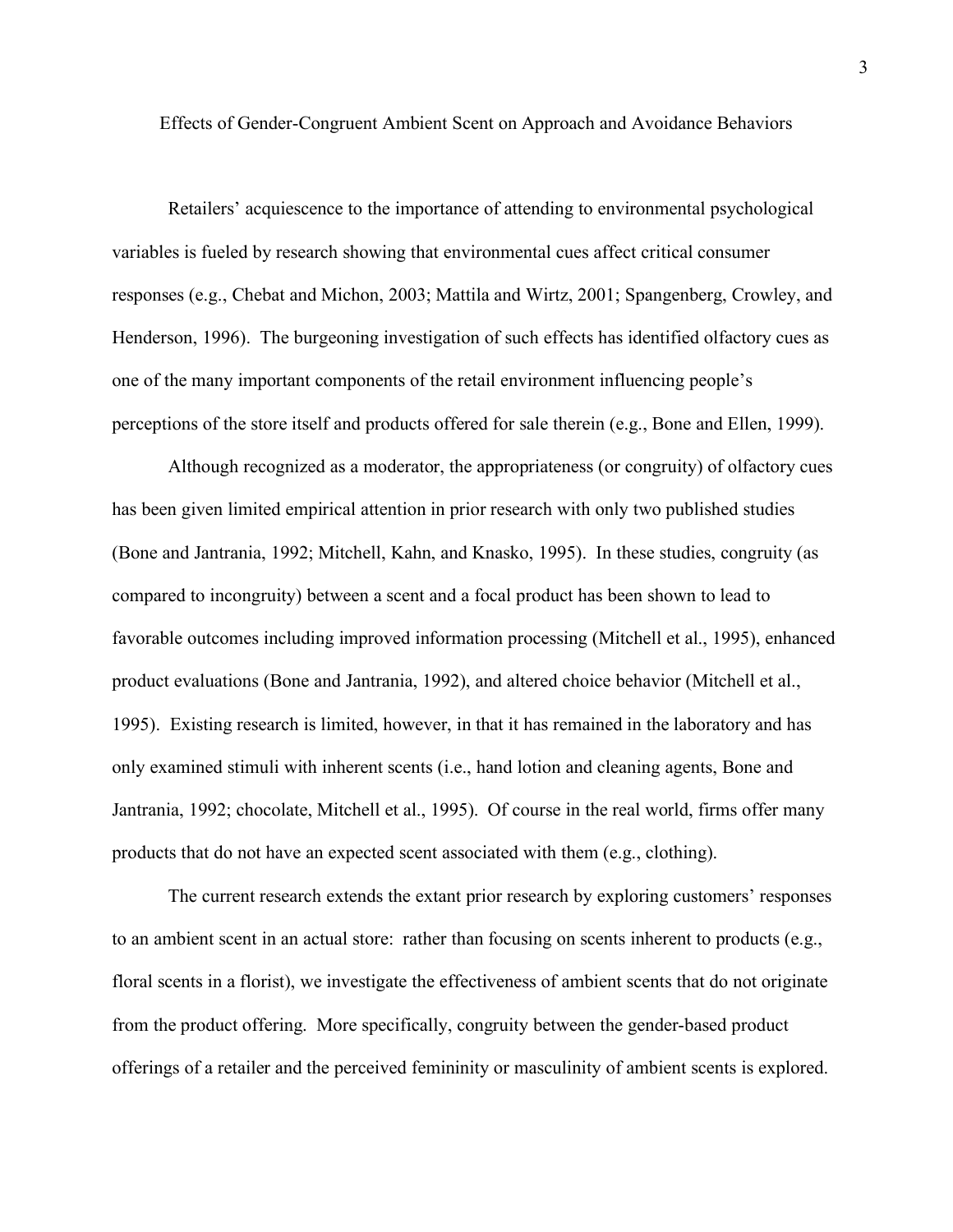# Effects of Gender-Congruent Ambient Scent on Approach and Avoidance Behaviors

Retailers' acquiescence to the importance of attending to environmental psychological variables is fueled by research showing that environmental cues affect critical consumer responses (e.g., Chebat and Michon, 2003; Mattila and Wirtz, 2001; Spangenberg, Crowley, and Henderson, 1996). The burgeoning investigation of such effects has identified olfactory cues as one of the many important components of the retail environment influencing people's perceptions of the store itself and products offered for sale therein (e.g., Bone and Ellen, 1999).

Although recognized as a moderator, the appropriateness (or congruity) of olfactory cues has been given limited empirical attention in prior research with only two published studies (Bone and Jantrania, 1992; Mitchell, Kahn, and Knasko, 1995). In these studies, congruity (as compared to incongruity) between a scent and a focal product has been shown to lead to favorable outcomes including improved information processing (Mitchell et al., 1995), enhanced product evaluations (Bone and Jantrania, 1992), and altered choice behavior (Mitchell et al., 1995). Existing research is limited, however, in that it has remained in the laboratory and has only examined stimuli with inherent scents (i.e., hand lotion and cleaning agents, Bone and Jantrania, 1992; chocolate, Mitchell et al., 1995). Of course in the real world, firms offer many products that do not have an expected scent associated with them (e.g., clothing).

The current research extends the extant prior research by exploring customers' responses to an ambient scent in an actual store: rather than focusing on scents inherent to products (e.g., floral scents in a florist), we investigate the effectiveness of ambient scents that do not originate from the product offering. More specifically, congruity between the gender-based product offerings of a retailer and the perceived femininity or masculinity of ambient scents is explored.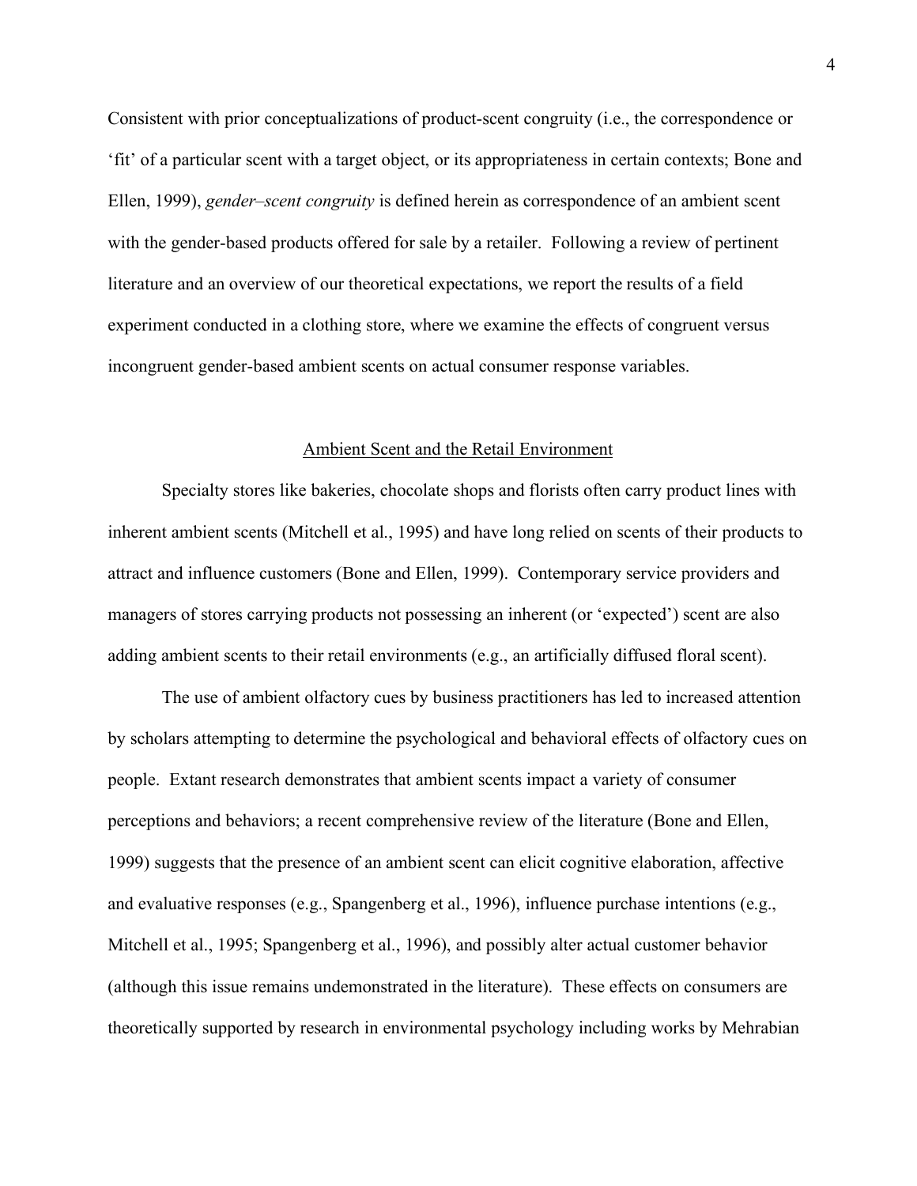Consistent with prior conceptualizations of product-scent congruity (i.e., the correspondence or 'fit' of a particular scent with a target object, or its appropriateness in certain contexts; Bone and Ellen, 1999), *gender–scent congruity* is defined herein as correspondence of an ambient scent with the gender-based products offered for sale by a retailer. Following a review of pertinent literature and an overview of our theoretical expectations, we report the results of a field experiment conducted in a clothing store, where we examine the effects of congruent versus incongruent gender-based ambient scents on actual consumer response variables.

## Ambient Scent and the Retail Environment

Specialty stores like bakeries, chocolate shops and florists often carry product lines with inherent ambient scents (Mitchell et al., 1995) and have long relied on scents of their products to attract and influence customers (Bone and Ellen, 1999). Contemporary service providers and managers of stores carrying products not possessing an inherent (or 'expected') scent are also adding ambient scents to their retail environments (e.g., an artificially diffused floral scent).

The use of ambient olfactory cues by business practitioners has led to increased attention by scholars attempting to determine the psychological and behavioral effects of olfactory cues on people. Extant research demonstrates that ambient scents impact a variety of consumer perceptions and behaviors; a recent comprehensive review of the literature (Bone and Ellen, 1999) suggests that the presence of an ambient scent can elicit cognitive elaboration, affective and evaluative responses (e.g., Spangenberg et al., 1996), influence purchase intentions (e.g., Mitchell et al., 1995; Spangenberg et al., 1996), and possibly alter actual customer behavior (although this issue remains undemonstrated in the literature). These effects on consumers are theoretically supported by research in environmental psychology including works by Mehrabian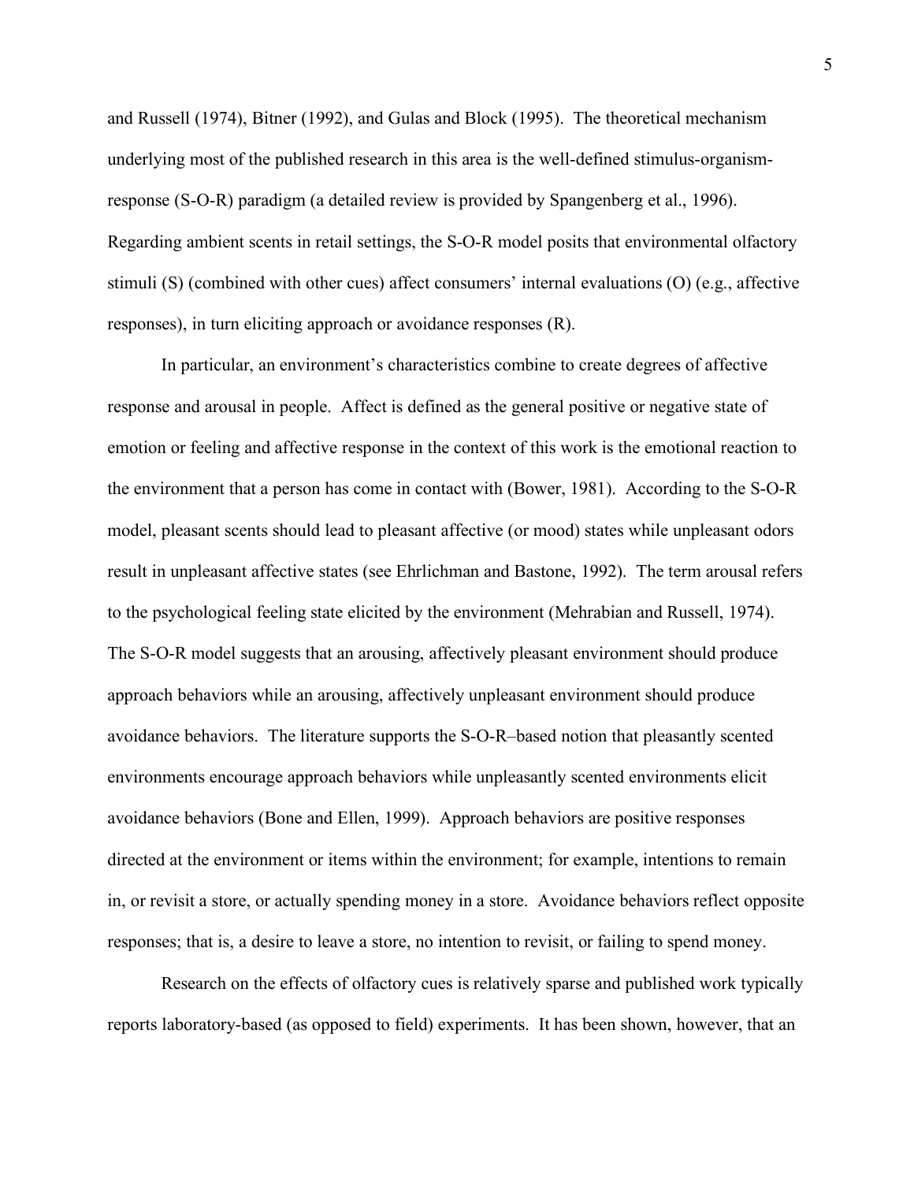and Russell (1974), Bitner (1992), and Gulas and Block (1995). The theoretical mechanism underlying most of the published research in this area is the well-defined stimulus-organism-response (S-O-R) paradigm (a detailed review is provided by Spangenberg et al., 1996). Regarding ambient scents in retail settings, the S-O-R model posits that environmental olfactory stimuli (S) (combined with other cues) affect consumers' internal evaluations (O) (e.g., affective responses), in turn eliciting approach or avoidance responses (R).

In particular, an environment's characteristics combine to create degrees of affective response and arousal in people. Affect is defined as the general positive or negative state of emotion or feeling and affective response in the context of this work is the emotional reaction to the environment that a person has come in contact with (Bower, 1981). According to the S-O-R model, pleasant scents should lead to pleasant affective (or mood) states while unpleasant odors result in unpleasant affective states (see Ehrlichman and Bastone, 1992). The term arousal refers to the psychological feeling state elicited by the environment (Mehrabian and Russell, 1974). The S-O-R model suggests that an arousing, affectively pleasant environment should produce approach behaviors while an arousing, affectively unpleasant environment should produce avoidance behaviors. The literature supports the S-O-R–based notion that pleasantly scented environments encourage approach behaviors while unpleasantly scented environments elicit avoidance behaviors (Bone and Ellen, 1999). Approach behaviors are positive responses directed at the environment or items within the environment; for example, intentions to remain in, or revisit a store, or actually spending money in a store. Avoidance behaviors reflect opposite responses; that is, a desire to leave a store, no intention to revisit, or failing to spend money.

Research on the effects of olfactory cues is relatively sparse and published work typically reports laboratory-based (as opposed to field) experiments. It has been shown, however, that an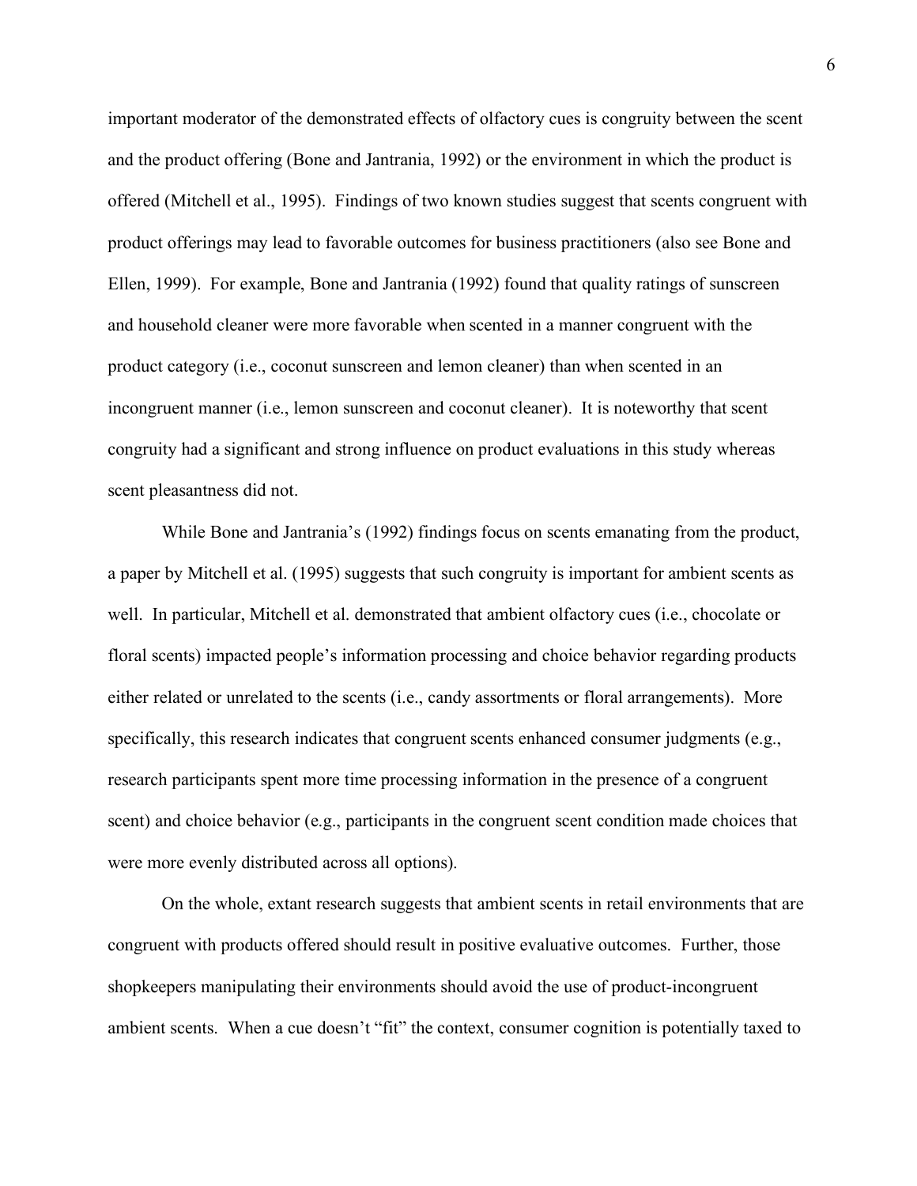important moderator of the demonstrated effects of olfactory cues is congruity between the scent and the product offering (Bone and Jantrania, 1992) or the environment in which the product is offered (Mitchell et al., 1995). Findings of two known studies suggest that scents congruent with product offerings may lead to favorable outcomes for business practitioners (also see Bone and Ellen, 1999). For example, Bone and Jantrania (1992) found that quality ratings of sunscreen and household cleaner were more favorable when scented in a manner congruent with the product category (i.e., coconut sunscreen and lemon cleaner) than when scented in an incongruent manner (i.e., lemon sunscreen and coconut cleaner). It is noteworthy that scent congruity had a significant and strong influence on product evaluations in this study whereas scent pleasantness did not.

While Bone and Jantrania's (1992) findings focus on scents emanating from the product, a paper by Mitchell et al. (1995) suggests that such congruity is important for ambient scents as well. In particular, Mitchell et al. demonstrated that ambient olfactory cues (i.e., chocolate or floral scents) impacted people's information processing and choice behavior regarding products either related or unrelated to the scents (i.e., candy assortments or floral arrangements). More specifically, this research indicates that congruent scents enhanced consumer judgments (e.g., research participants spent more time processing information in the presence of a congruent scent) and choice behavior (e.g., participants in the congruent scent condition made choices that were more evenly distributed across all options).

On the whole, extant research suggests that ambient scents in retail environments that are congruent with products offered should result in positive evaluative outcomes. Further, those shopkeepers manipulating their environments should avoid the use of product-incongruent ambient scents. When a cue doesn't "fit" the context, consumer cognition is potentially taxed to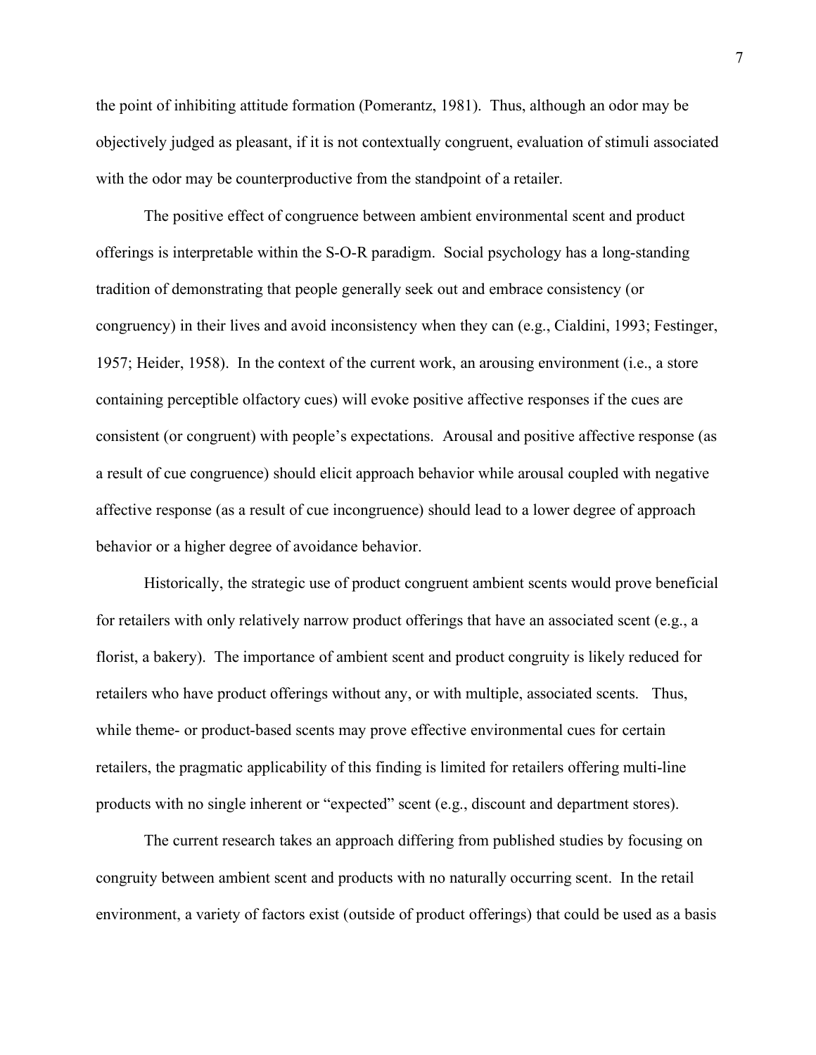the point of inhibiting attitude formation (Pomerantz, 1981). Thus, although an odor may be objectively judged as pleasant, if it is not contextually congruent, evaluation of stimuli associated with the odor may be counterproductive from the standpoint of a retailer.

The positive effect of congruence between ambient environmental scent and product offerings is interpretable within the S-O-R paradigm. Social psychology has a long-standing tradition of demonstrating that people generally seek out and embrace consistency (or congruency) in their lives and avoid inconsistency when they can (e.g., Cialdini, 1993; Festinger, 1957; Heider, 1958). In the context of the current work, an arousing environment (i.e., a store containing perceptible olfactory cues) will evoke positive affective responses if the cues are consistent (or congruent) with people's expectations. Arousal and positive affective response (as a result of cue congruence) should elicit approach behavior while arousal coupled with negative affective response (as a result of cue incongruence) should lead to a lower degree of approach behavior or a higher degree of avoidance behavior.

Historically, the strategic use of product congruent ambient scents would prove beneficial for retailers with only relatively narrow product offerings that have an associated scent (e.g., a florist, a bakery). The importance of ambient scent and product congruity is likely reduced for retailers who have product offerings without any, or with multiple, associated scents. Thus, while theme- or product-based scents may prove effective environmental cues for certain retailers, the pragmatic applicability of this finding is limited for retailers offering multi-line products with no single inherent or "expected" scent (e.g., discount and department stores).

The current research takes an approach differing from published studies by focusing on congruity between ambient scent and products with no naturally occurring scent. In the retail environment, a variety of factors exist (outside of product offerings) that could be used as a basis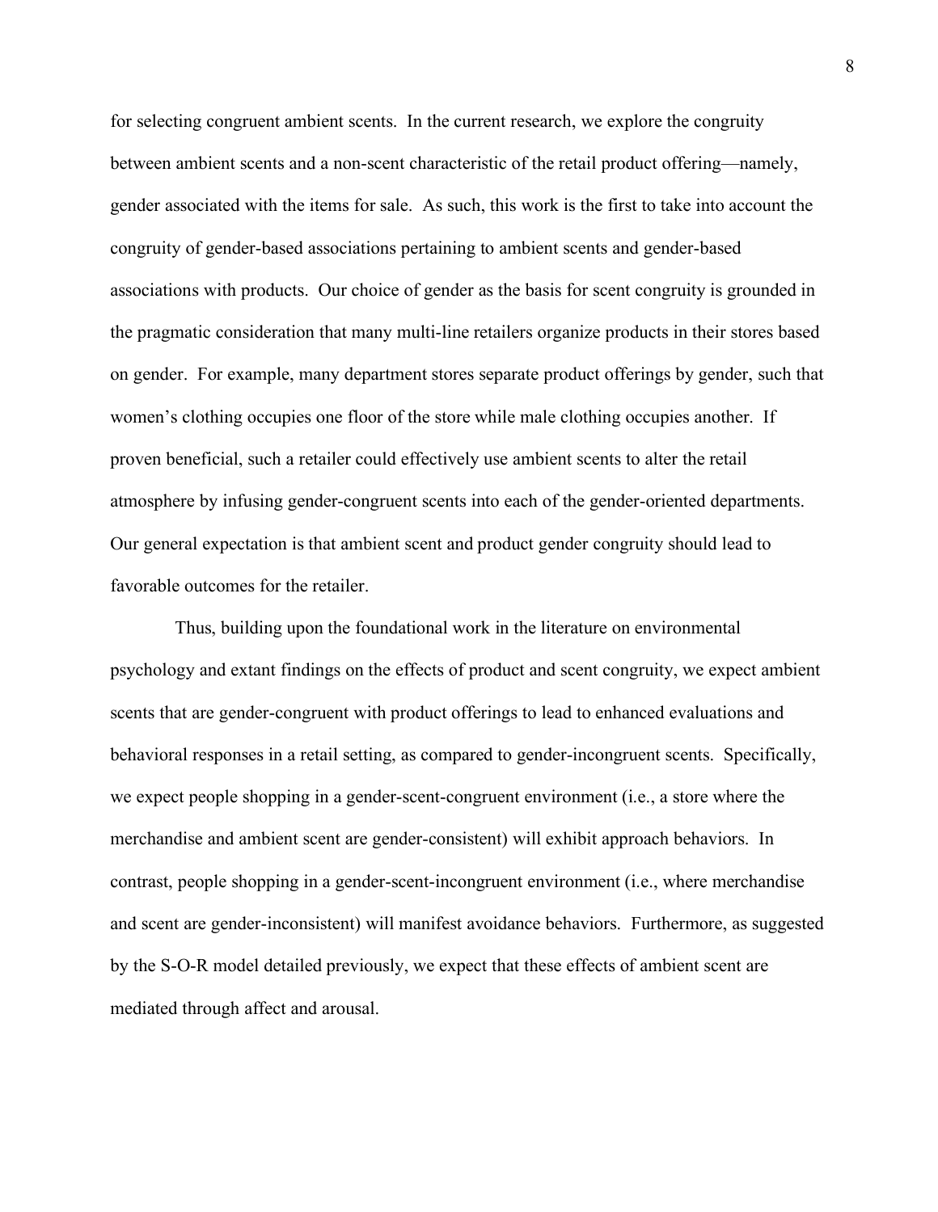for selecting congruent ambient scents. In the current research, we explore the congruity between ambient scents and a non-scent characteristic of the retail product offering—namely, gender associated with the items for sale. As such, this work is the first to take into account the congruity of gender-based associations pertaining to ambient scents and gender-based associations with products. Our choice of gender as the basis for scent congruity is grounded in the pragmatic consideration that many multi-line retailers organize products in their stores based on gender. For example, many department stores separate product offerings by gender, such that women's clothing occupies one floor of the store while male clothing occupies another. If proven beneficial, such a retailer could effectively use ambient scents to alter the retail atmosphere by infusing gender-congruent scents into each of the gender-oriented departments. Our general expectation is that ambient scent and product gender congruity should lead to favorable outcomes for the retailer.

Thus, building upon the foundational work in the literature on environmental psychology and extant findings on the effects of product and scent congruity, we expect ambient scents that are gender-congruent with product offerings to lead to enhanced evaluations and behavioral responses in a retail setting, as compared to gender-incongruent scents. Specifically, we expect people shopping in a gender-scent-congruent environment (i.e., a store where the merchandise and ambient scent are gender-consistent) will exhibit approach behaviors. In contrast, people shopping in a gender-scent-incongruent environment (i.e., where merchandise and scent are gender-inconsistent) will manifest avoidance behaviors. Furthermore, as suggested by the S-O-R model detailed previously, we expect that these effects of ambient scent are mediated through affect and arousal.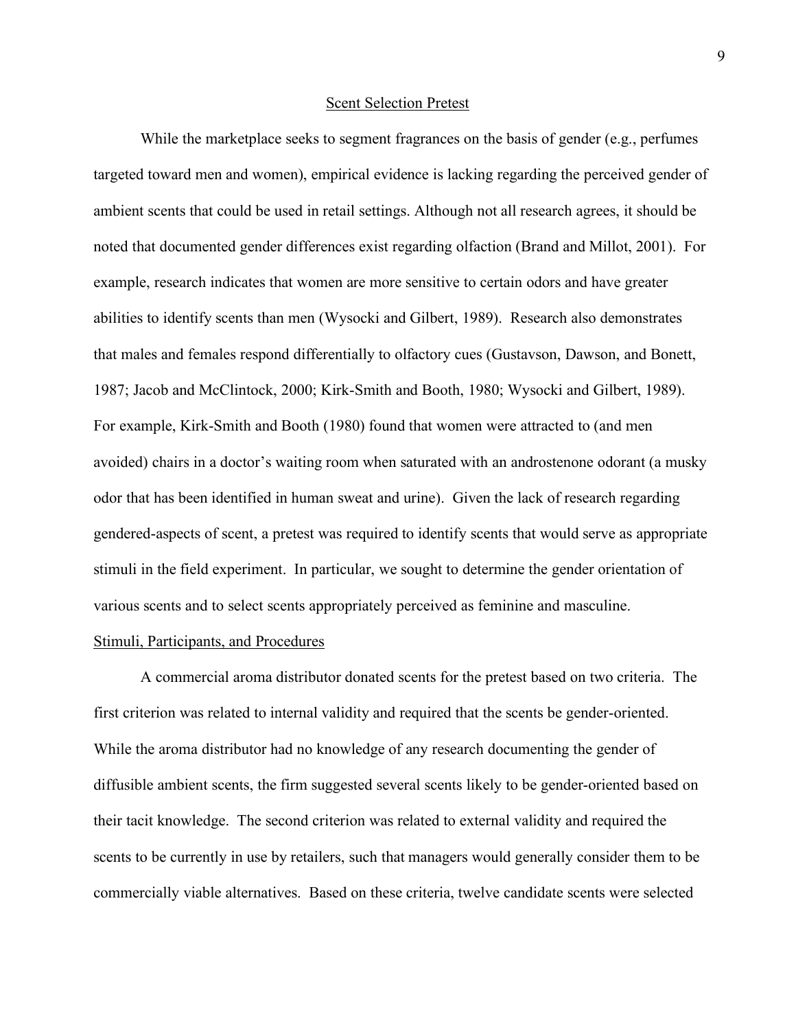## Scent Selection Pretest

While the marketplace seeks to segment fragrances on the basis of gender (e.g., perfumes targeted toward men and women), empirical evidence is lacking regarding the perceived gender of ambient scents that could be used in retail settings. Although not all research agrees, it should be noted that documented gender differences exist regarding olfaction (Brand and Millot, 2001). For example, research indicates that women are more sensitive to certain odors and have greater abilities to identify scents than men (Wysocki and Gilbert, 1989). Research also demonstrates that males and females respond differentially to olfactory cues (Gustavson, Dawson, and Bonett, 1987; Jacob and McClintock, 2000; Kirk-Smith and Booth, 1980; Wysocki and Gilbert, 1989). For example, Kirk-Smith and Booth (1980) found that women were attracted to (and men avoided) chairs in a doctor's waiting room when saturated with an androstenone odorant (a musky odor that has been identified in human sweat and urine). Given the lack of research regarding gendered-aspects of scent, a pretest was required to identify scents that would serve as appropriate stimuli in the field experiment. In particular, we sought to determine the gender orientation of various scents and to select scents appropriately perceived as feminine and masculine.

### Stimuli, Participants, and Procedures

A commercial aroma distributor donated scents for the pretest based on two criteria. The first criterion was related to internal validity and required that the scents be gender-oriented. While the aroma distributor had no knowledge of any research documenting the gender of diffusible ambient scents, the firm suggested several scents likely to be gender-oriented based on their tacit knowledge. The second criterion was related to external validity and required the scents to be currently in use by retailers, such that managers would generally consider them to be commercially viable alternatives. Based on these criteria, twelve candidate scents were selected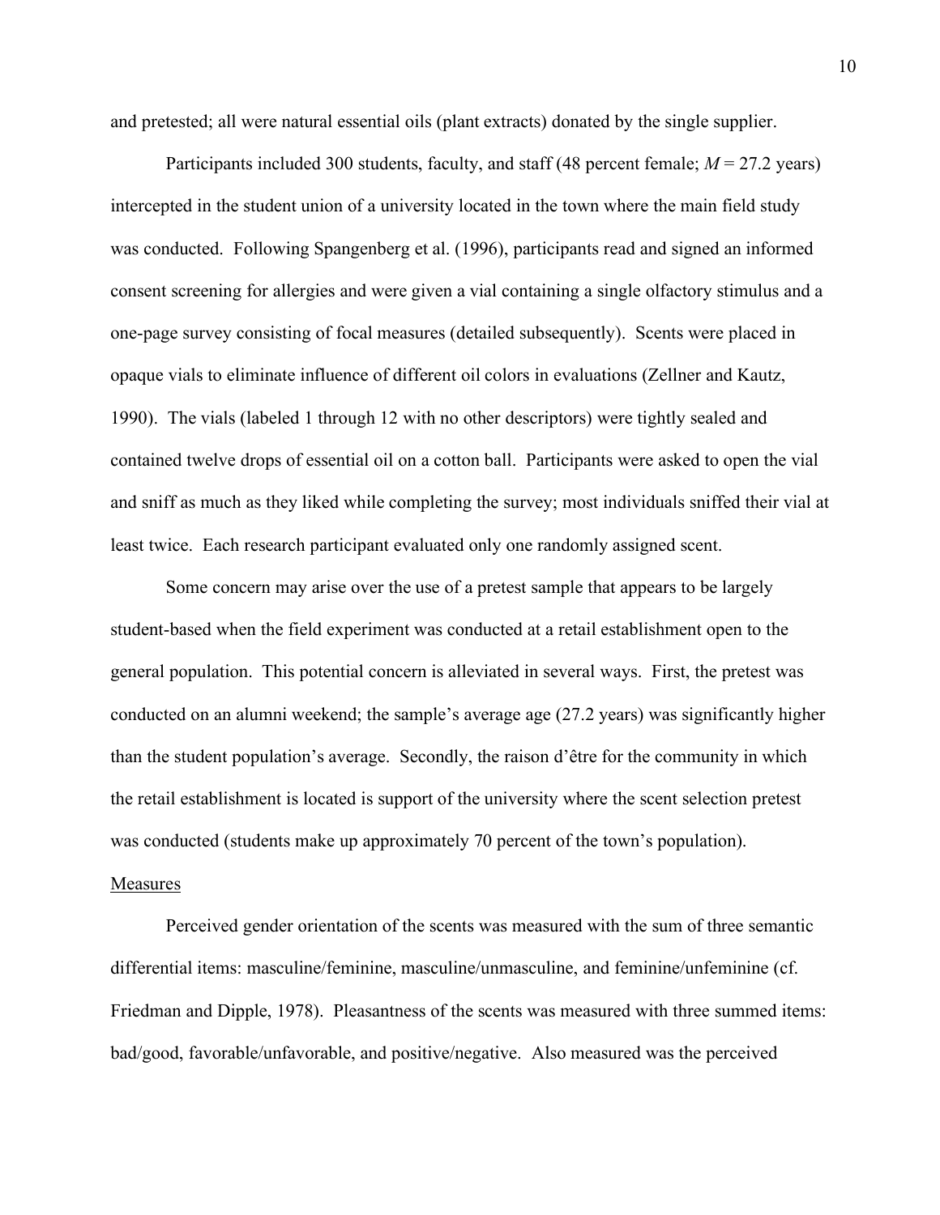and pretested; all were natural essential oils (plant extracts) donated by the single supplier.

Participants included 300 students, faculty, and staff (48 percent female; $M$ = 27.2 years) intercepted in the student union of a university located in the town where the main field study was conducted. Following Spangenberg et al. (1996), participants read and signed an informed consent screening for allergies and were given a vial containing a single olfactory stimulus and a one-page survey consisting of focal measures (detailed subsequently). Scents were placed in opaque vials to eliminate influence of different oil colors in evaluations (Zellner and Kautz, 1990). The vials (labeled 1 through 12 with no other descriptors) were tightly sealed and contained twelve drops of essential oil on a cotton ball. Participants were asked to open the vial and sniff as much as they liked while completing the survey; most individuals sniffed their vial at least twice. Each research participant evaluated only one randomly assigned scent.

Some concern may arise over the use of a pretest sample that appears to be largely student-based when the field experiment was conducted at a retail establishment open to the general population. This potential concern is alleviated in several ways. First, the pretest was conducted on an alumni weekend; the sample's average age (27.2 years) was significantly higher than the student population's average. Secondly, the raison d'être for the community in which the retail establishment is located is support of the university where the scent selection pretest was conducted (students make up approximately 70 percent of the town's population).

Measures

Perceived gender orientation of the scents was measured with the sum of three semantic differential items: masculine/feminine, masculine/unmasculine, and feminine/unfeminine (cf. Friedman and Dipple, 1978). Pleasantness of the scents was measured with three summed items: bad/good, favorable/unfavorable, and positive/negative. Also measured was the perceived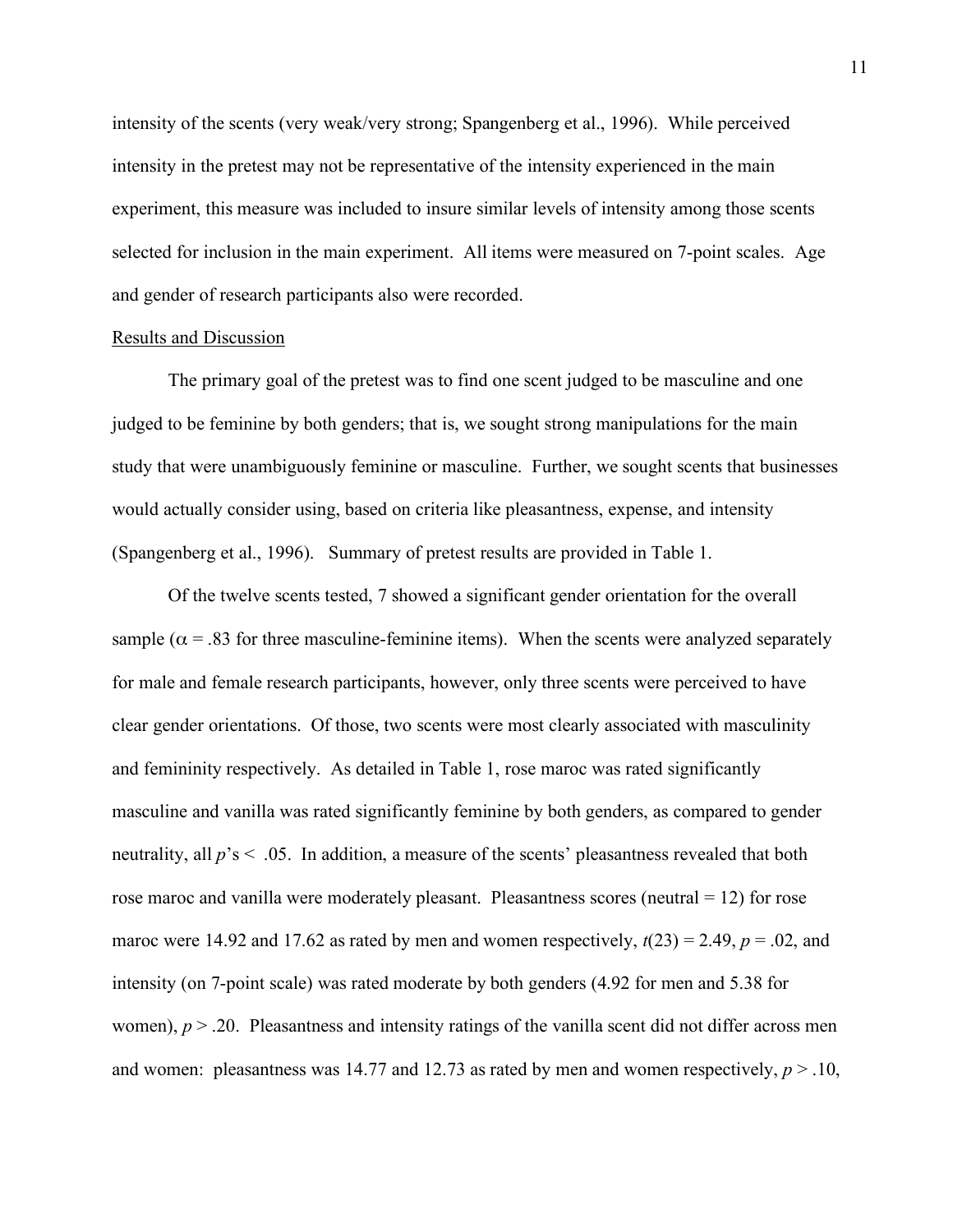intensity of the scents (very weak/very strong; Spangenberg et al., 1996). While perceived intensity in the pretest may not be representative of the intensity experienced in the main experiment, this measure was included to insure similar levels of intensity among those scents selected for inclusion in the main experiment. All items were measured on 7-point scales. Age and gender of research participants also were recorded.

Results and Discussion

The primary goal of the pretest was to find one scent judged to be masculine and one judged to be feminine by both genders; that is, we sought strong manipulations for the main study that were unambiguously feminine or masculine. Further, we sought scents that businesses would actually consider using, based on criteria like pleasantness, expense, and intensity (Spangenberg et al., 1996). Summary of pretest results are provided in Table 1.

Of the twelve scents tested, 7 showed a significant gender orientation for the overall sample ($\alpha = .83$ for three masculine-feminine items). When the scents were analyzed separately for male and female research participants, however, only three scents were perceived to have clear gender orientations. Of those, two scents were most clearly associated with masculinity and femininity respectively. As detailed in Table 1, rose maroc was rated significantly masculine and vanilla was rated significantly feminine by both genders, as compared to gender neutrality, all $p$'s < .05. In addition, a measure of the scents' pleasantness revealed that both rose maroc and vanilla were moderately pleasant. Pleasantness scores (neutral = 12) for rose maroc were 14.92 and 17.62 as rated by men and women respectively, $t(23) = 2.49$, $p = .02$, and intensity (on 7-point scale) was rated moderate by both genders (4.92 for men and 5.38 for women), $p > .20$. Pleasantness and intensity ratings of the vanilla scent did not differ across men and women: pleasantness was 14.77 and 12.73 as rated by men and women respectively, $p > .10$,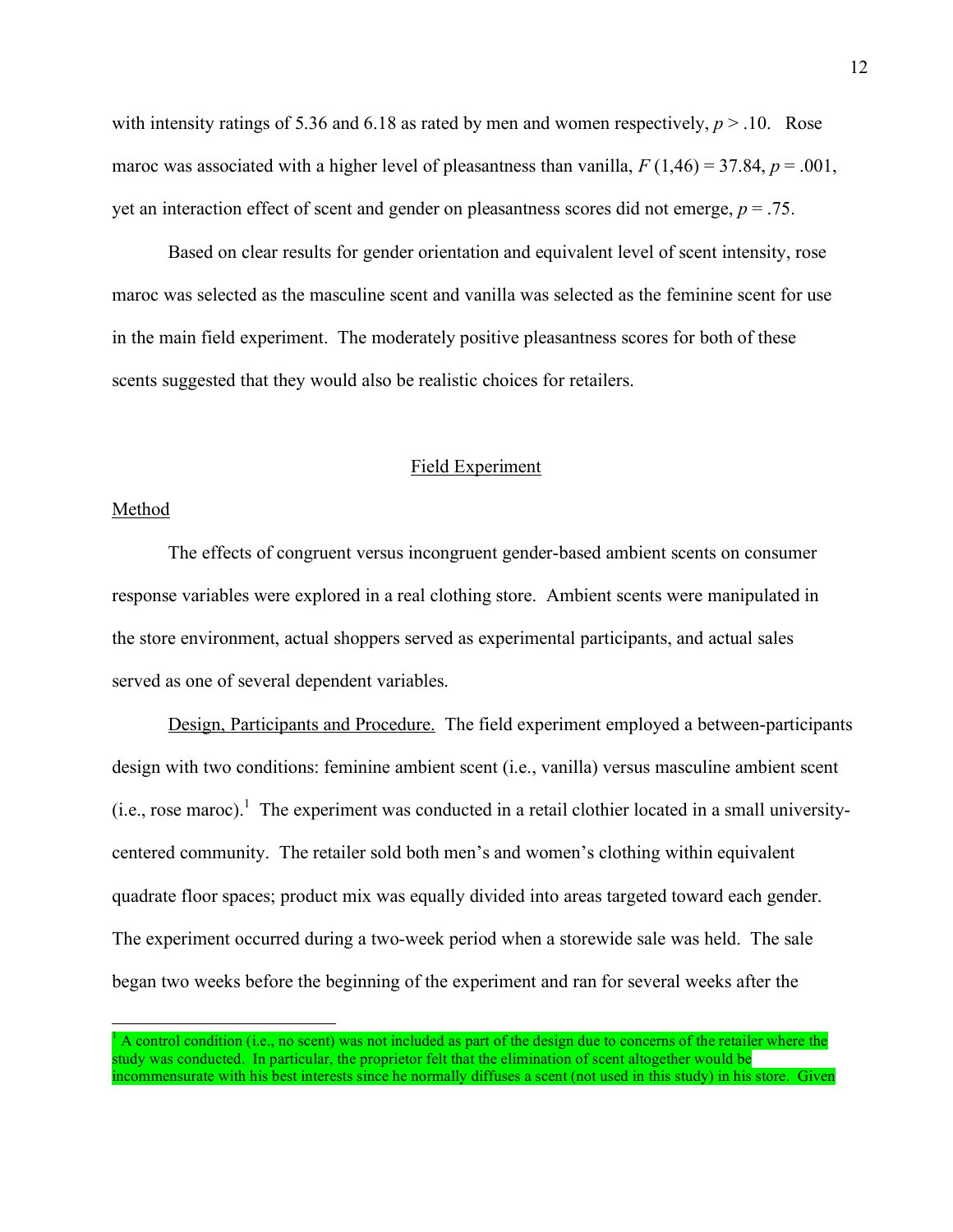with intensity ratings of 5.36 and 6.18 as rated by men and women respectively, $p > .10$. Rose maroc was associated with a higher level of pleasantness than vanilla, $F(1,46) = 37.84$, $p = .001$, yet an interaction effect of scent and gender on pleasantness scores did not emerge, $p = .75$.

Based on clear results for gender orientation and equivalent level of scent intensity, rose maroc was selected as the masculine scent and vanilla was selected as the feminine scent for use in the main field experiment. The moderately positive pleasantness scores for both of these scents suggested that they would also be realistic choices for retailers.

## Field Experiment

### Method

The effects of congruent versus incongruent gender-based ambient scents on consumer response variables were explored in a real clothing store. Ambient scents were manipulated in the store environment, actual shoppers served as experimental participants, and actual sales served as one of several dependent variables.

Design, Participants and Procedure. The field experiment employed a between-participants design with two conditions: feminine ambient scent (i.e., vanilla) versus masculine ambient scent (i.e., rose maroc).[1] The experiment was conducted in a retail clothier located in a small university-centered community. The retailer sold both men's and women's clothing within equivalent quadrate floor spaces; product mix was equally divided into areas targeted toward each gender. The experiment occurred during a two-week period when a storewide sale was held. The sale began two weeks before the beginning of the experiment and ran for several weeks after the

[1] A control condition (i.e., no scent) was not included as part of the design due to concerns of the retailer where the study was conducted. In particular, the proprietor felt that the elimination of scent altogether would be incommensurate with his best interests since he normally diffuses a scent (not used in this study) in his store. Given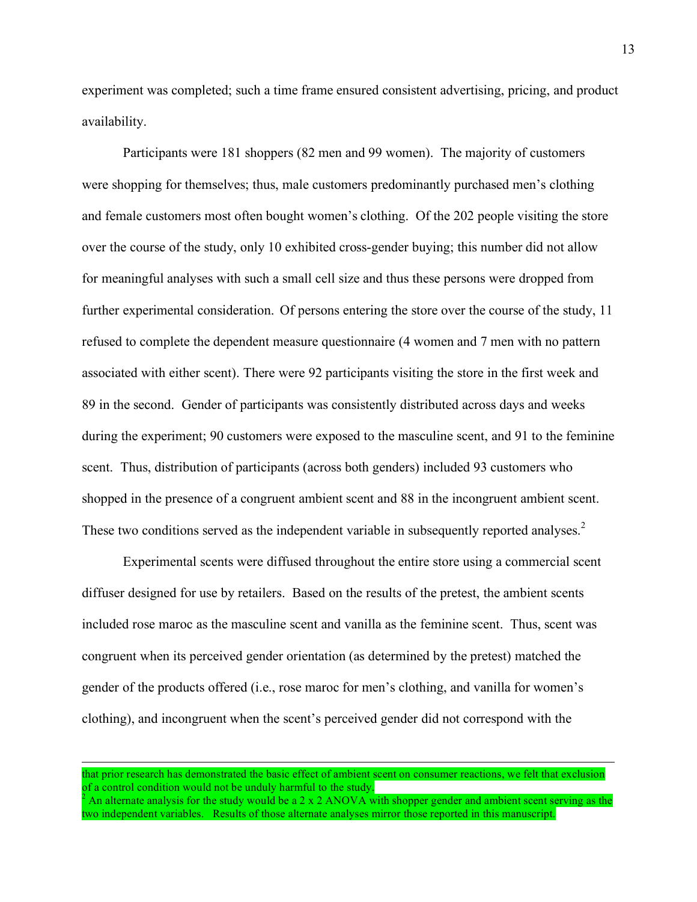experiment was completed; such a time frame ensured consistent advertising, pricing, and product availability.

Participants were 181 shoppers (82 men and 99 women). The majority of customers were shopping for themselves; thus, male customers predominantly purchased men's clothing and female customers most often bought women's clothing. Of the 202 people visiting the store over the course of the study, only 10 exhibited cross-gender buying; this number did not allow for meaningful analyses with such a small cell size and thus these persons were dropped from further experimental consideration. Of persons entering the store over the course of the study, 11 refused to complete the dependent measure questionnaire (4 women and 7 men with no pattern associated with either scent). There were 92 participants visiting the store in the first week and 89 in the second. Gender of participants was consistently distributed across days and weeks during the experiment; 90 customers were exposed to the masculine scent, and 91 to the feminine scent. Thus, distribution of participants (across both genders) included 93 customers who shopped in the presence of a congruent ambient scent and 88 in the incongruent ambient scent. These two conditions served as the independent variable in subsequently reported analyses.[2]

Experimental scents were diffused throughout the entire store using a commercial scent diffuser designed for use by retailers. Based on the results of the pretest, the ambient scents included rose maroc as the masculine scent and vanilla as the feminine scent. Thus, scent was congruent when its perceived gender orientation (as determined by the pretest) matched the gender of the products offered (i.e., rose maroc for men's clothing, and vanilla for women's clothing), and incongruent when the scent's perceived gender did not correspond with the

---

that prior research has demonstrated the basic effect of ambient scent on consumer reactions, we felt that exclusion of a control condition would not be unduly harmful to the study.

[2] An alternate analysis for the study would be a 2 x 2 ANOVA with shopper gender and ambient scent serving as the two independent variables. Results of those alternate analyses mirror those reported in this manuscript.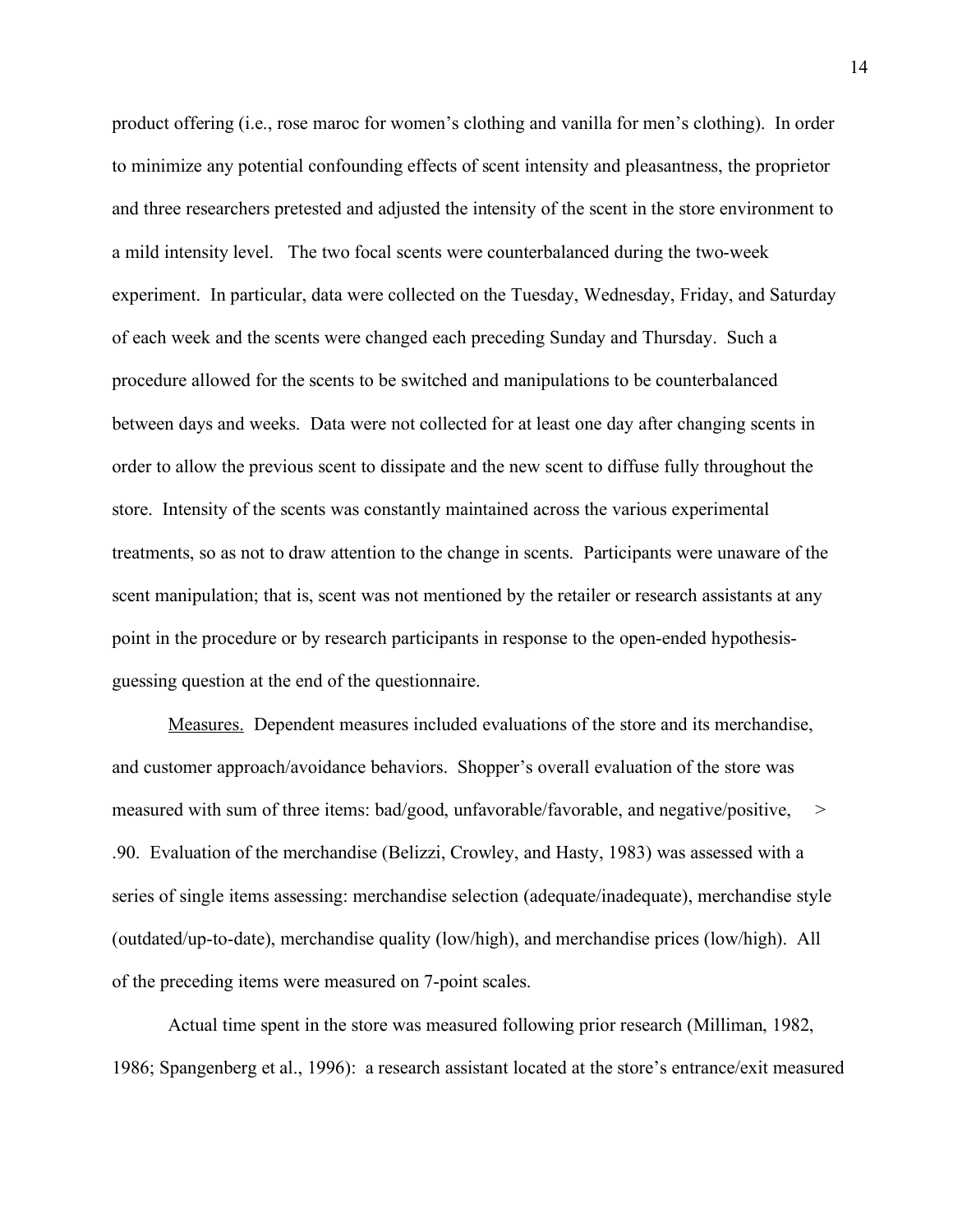product offering (i.e., rose maroc for women's clothing and vanilla for men's clothing). In order to minimize any potential confounding effects of scent intensity and pleasantness, the proprietor and three researchers pretested and adjusted the intensity of the scent in the store environment to a mild intensity level. The two focal scents were counterbalanced during the two-week experiment. In particular, data were collected on the Tuesday, Wednesday, Friday, and Saturday of each week and the scents were changed each preceding Sunday and Thursday. Such a procedure allowed for the scents to be switched and manipulations to be counterbalanced between days and weeks. Data were not collected for at least one day after changing scents in order to allow the previous scent to dissipate and the new scent to diffuse fully throughout the store. Intensity of the scents was constantly maintained across the various experimental treatments, so as not to draw attention to the change in scents. Participants were unaware of the scent manipulation; that is, scent was not mentioned by the retailer or research assistants at any point in the procedure or by research participants in response to the open-ended hypothesis-guessing question at the end of the questionnaire.

Measures. Dependent measures included evaluations of the store and its merchandise, and customer approach/avoidance behaviors. Shopper's overall evaluation of the store was measured with sum of three items: bad/good, unfavorable/favorable, and negative/positive, $> .90$. Evaluation of the merchandise (Belizzi, Crowley, and Hasty, 1983) was assessed with a series of single items assessing: merchandise selection (adequate/inadequate), merchandise style (outdated/up-to-date), merchandise quality (low/high), and merchandise prices (low/high). All of the preceding items were measured on 7-point scales.

Actual time spent in the store was measured following prior research (Milliman, 1982, 1986; Spangenberg et al., 1996): a research assistant located at the store's entrance/exit measured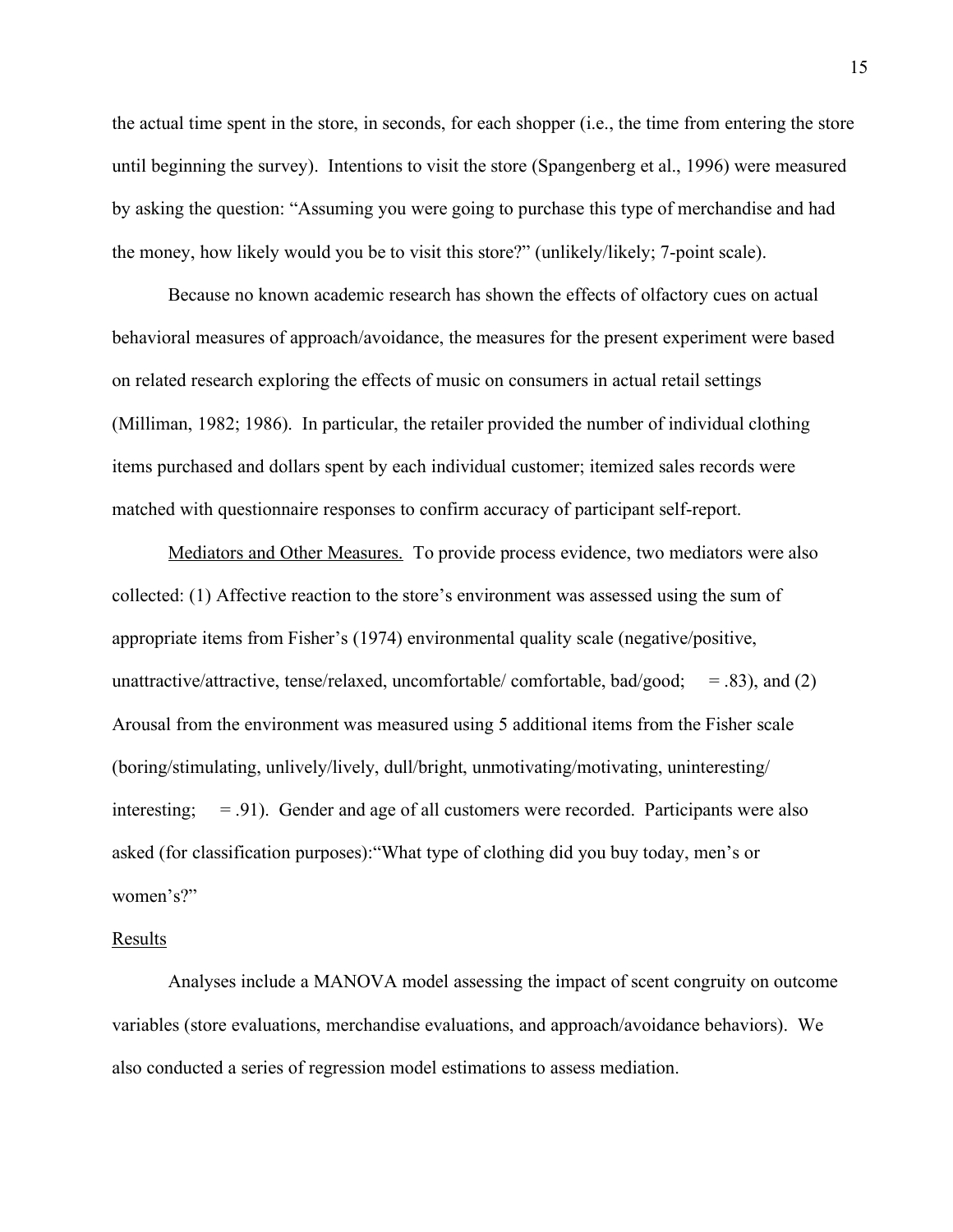the actual time spent in the store, in seconds, for each shopper (i.e., the time from entering the store until beginning the survey). Intentions to visit the store (Spangenberg et al., 1996) were measured by asking the question: "Assuming you were going to purchase this type of merchandise and had the money, how likely would you be to visit this store?" (unlikely/likely; 7-point scale).

Because no known academic research has shown the effects of olfactory cues on actual behavioral measures of approach/avoidance, the measures for the present experiment were based on related research exploring the effects of music on consumers in actual retail settings (Milliman, 1982; 1986). In particular, the retailer provided the number of individual clothing items purchased and dollars spent by each individual customer; itemized sales records were matched with questionnaire responses to confirm accuracy of participant self-report.

Mediators and Other Measures. To provide process evidence, two mediators were also collected: (1) Affective reaction to the store's environment was assessed using the sum of appropriate items from Fisher's (1974) environmental quality scale (negative/positive, unattractive/attractive, tense/relaxed, uncomfortable/ comfortable, bad/good; = .83), and (2) Arousal from the environment was measured using 5 additional items from the Fisher scale (boring/stimulating, unlively/lively, dull/bright, unmotivating/motivating, uninteresting/ interesting; = .91). Gender and age of all customers were recorded. Participants were also asked (for classification purposes): "What type of clothing did you buy today, men's or women's?"

## Results

Analyses include a MANOVA model assessing the impact of scent congruity on outcome variables (store evaluations, merchandise evaluations, and approach/avoidance behaviors). We also conducted a series of regression model estimations to assess mediation.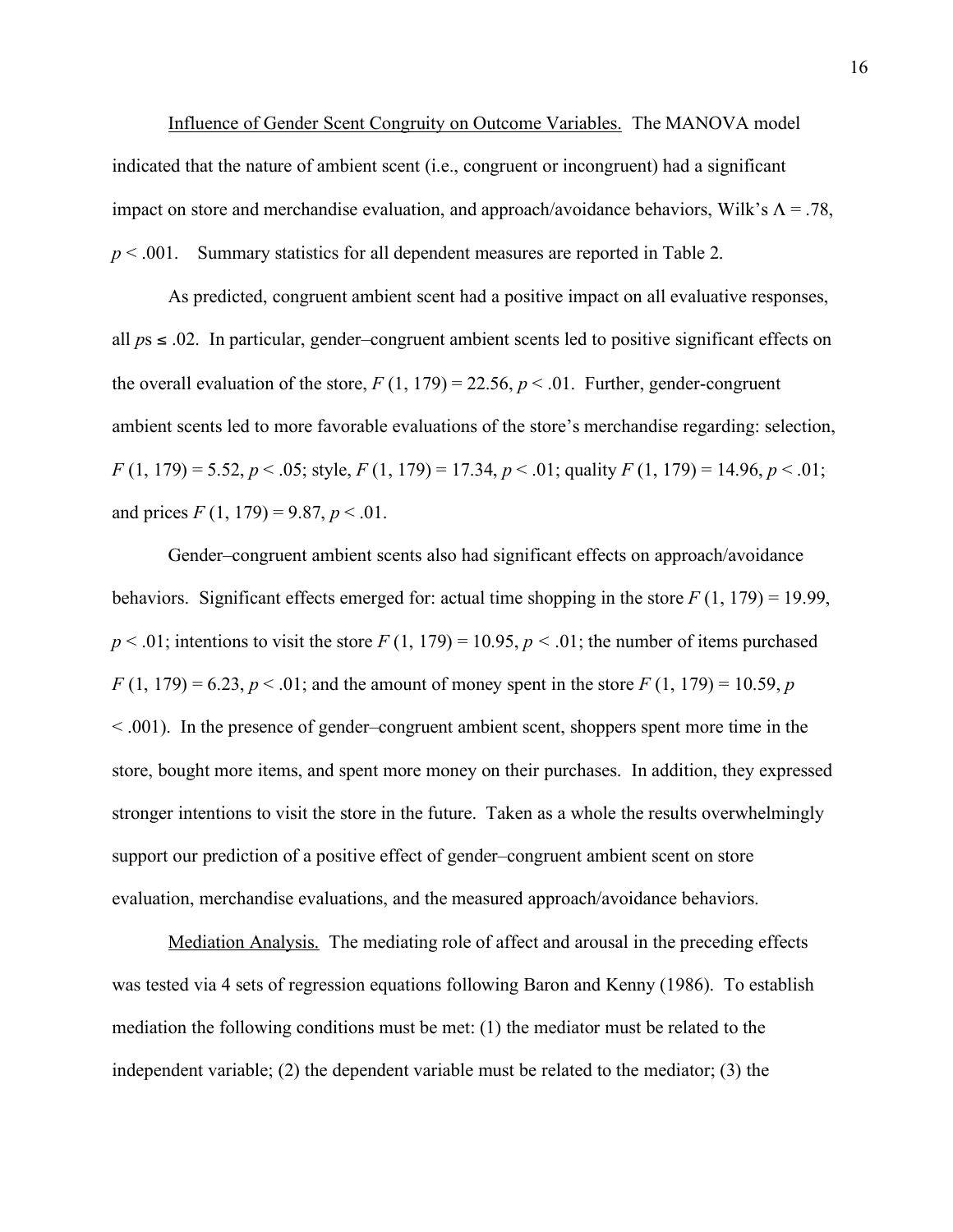Influence of Gender Scent Congruity on Outcome Variables. The MANOVA model indicated that the nature of ambient scent (i.e., congruent or incongruent) had a significant impact on store and merchandise evaluation, and approach/avoidance behaviors, Wilk's $\Lambda = .78$, $p < .001$. Summary statistics for all dependent measures are reported in Table 2.

As predicted, congruent ambient scent had a positive impact on all evaluative responses, all $p$s $\leq .02$. In particular, gender–congruent ambient scents led to positive significant effects on the overall evaluation of the store, $F(1, 179) = 22.56$, $p < .01$. Further, gender-congruent ambient scents led to more favorable evaluations of the store's merchandise regarding: selection, $F(1, 179) = 5.52$, $p < .05$; style, $F(1, 179) = 17.34$, $p < .01$; quality $F(1, 179) = 14.96$, $p < .01$; and prices $F(1, 179) = 9.87$, $p < .01$.

Gender–congruent ambient scents also had significant effects on approach/avoidance behaviors. Significant effects emerged for: actual time shopping in the store $F(1, 179) = 19.99$, $p < .01$; intentions to visit the store $F(1, 179) = 10.95$, $p < .01$; the number of items purchased $F(1, 179) = 6.23$, $p < .01$; and the amount of money spent in the store $F(1, 179) = 10.59$, $p < .001$). In the presence of gender–congruent ambient scent, shoppers spent more time in the store, bought more items, and spent more money on their purchases. In addition, they expressed stronger intentions to visit the store in the future. Taken as a whole the results overwhelmingly support our prediction of a positive effect of gender–congruent ambient scent on store evaluation, merchandise evaluations, and the measured approach/avoidance behaviors.

Mediation Analysis. The mediating role of affect and arousal in the preceding effects was tested via 4 sets of regression equations following Baron and Kenny (1986). To establish mediation the following conditions must be met: (1) the mediator must be related to the independent variable; (2) the dependent variable must be related to the mediator; (3) the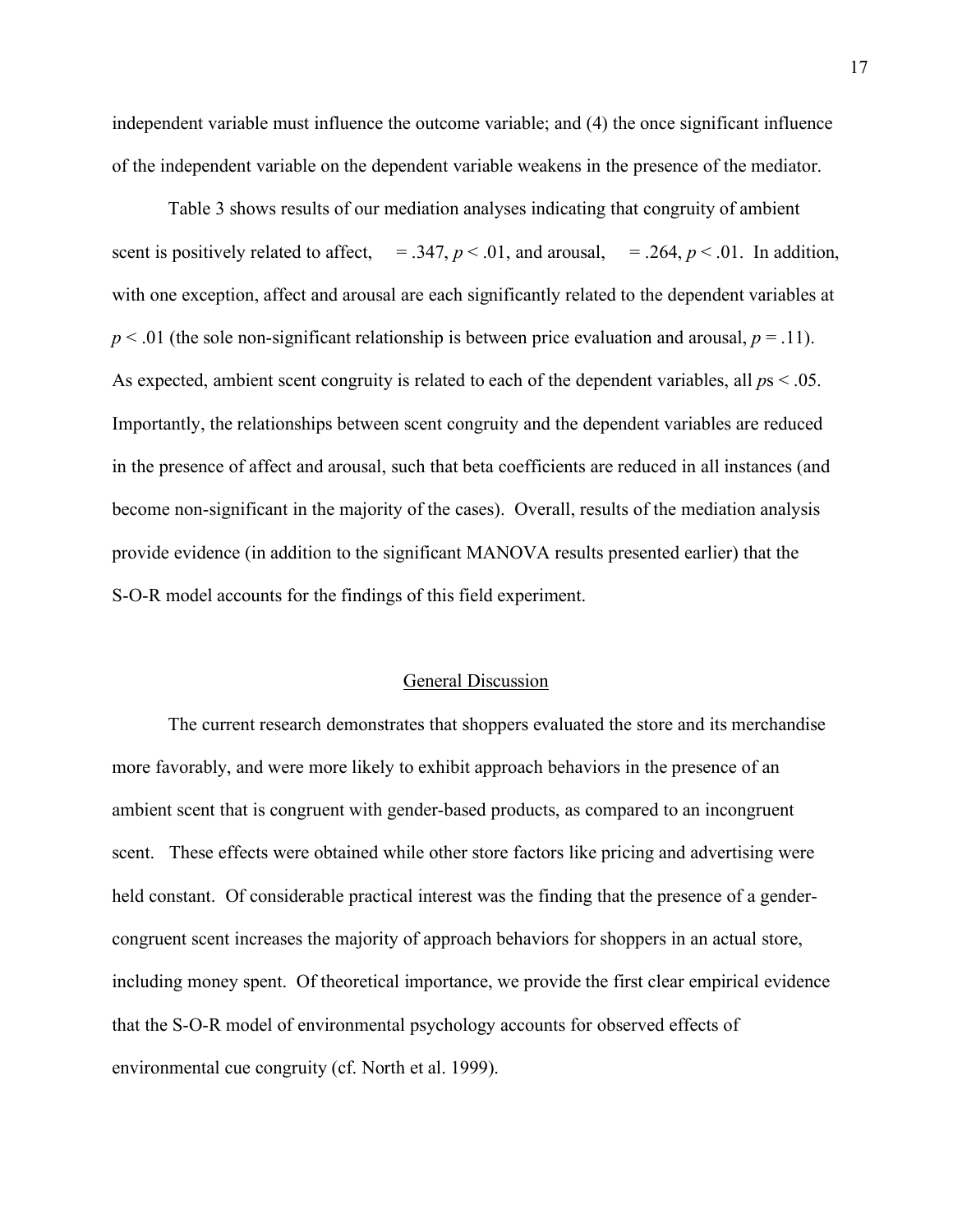independent variable must influence the outcome variable; and (4) the once significant influence of the independent variable on the dependent variable weakens in the presence of the mediator.

Table 3 shows results of our mediation analyses indicating that congruity of ambient scent is positively related to affect, $= .347$, $p < .01$, and arousal, $= .264$, $p < .01$. In addition, with one exception, affect and arousal are each significantly related to the dependent variables at $p < .01$ (the sole non-significant relationship is between price evaluation and arousal, $p = .11$). As expected, ambient scent congruity is related to each of the dependent variables, all $p$s $< .05$. Importantly, the relationships between scent congruity and the dependent variables are reduced in the presence of affect and arousal, such that beta coefficients are reduced in all instances (and become non-significant in the majority of the cases). Overall, results of the mediation analysis provide evidence (in addition to the significant MANOVA results presented earlier) that the S-O-R model accounts for the findings of this field experiment.

## General Discussion

The current research demonstrates that shoppers evaluated the store and its merchandise more favorably, and were more likely to exhibit approach behaviors in the presence of an ambient scent that is congruent with gender-based products, as compared to an incongruent scent. These effects were obtained while other store factors like pricing and advertising were held constant. Of considerable practical interest was the finding that the presence of a gender-congruent scent increases the majority of approach behaviors for shoppers in an actual store, including money spent. Of theoretical importance, we provide the first clear empirical evidence that the S-O-R model of environmental psychology accounts for observed effects of environmental cue congruity (cf. North et al. 1999).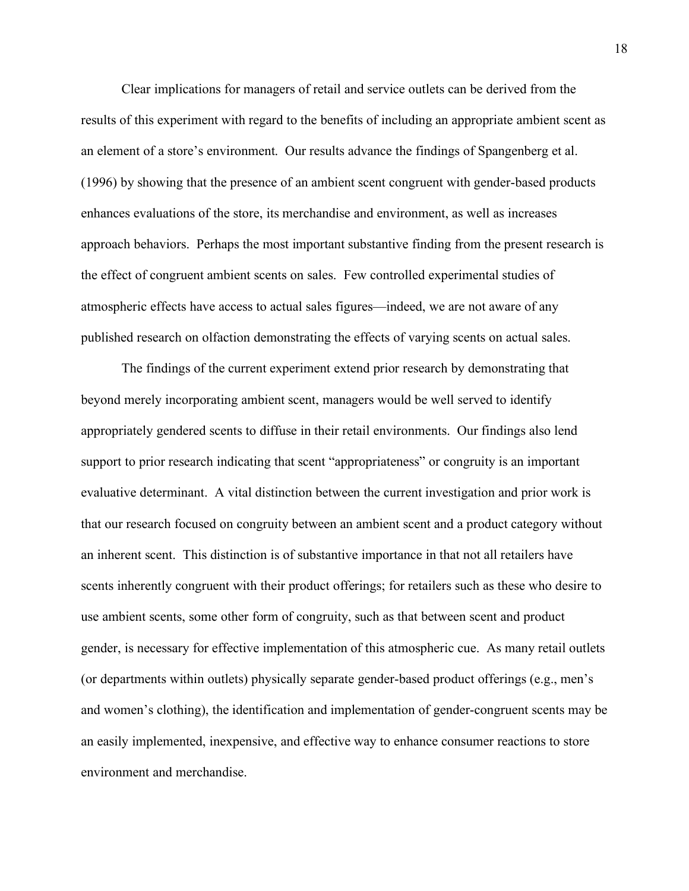Clear implications for managers of retail and service outlets can be derived from the results of this experiment with regard to the benefits of including an appropriate ambient scent as an element of a store's environment. Our results advance the findings of Spangenberg et al. (1996) by showing that the presence of an ambient scent congruent with gender-based products enhances evaluations of the store, its merchandise and environment, as well as increases approach behaviors. Perhaps the most important substantive finding from the present research is the effect of congruent ambient scents on sales. Few controlled experimental studies of atmospheric effects have access to actual sales figures—indeed, we are not aware of any published research on olfaction demonstrating the effects of varying scents on actual sales.

The findings of the current experiment extend prior research by demonstrating that beyond merely incorporating ambient scent, managers would be well served to identify appropriately gendered scents to diffuse in their retail environments. Our findings also lend support to prior research indicating that scent "appropriateness" or congruity is an important evaluative determinant. A vital distinction between the current investigation and prior work is that our research focused on congruity between an ambient scent and a product category without an inherent scent. This distinction is of substantive importance in that not all retailers have scents inherently congruent with their product offerings; for retailers such as these who desire to use ambient scents, some other form of congruity, such as that between scent and product gender, is necessary for effective implementation of this atmospheric cue. As many retail outlets (or departments within outlets) physically separate gender-based product offerings (e.g., men's and women's clothing), the identification and implementation of gender-congruent scents may be an easily implemented, inexpensive, and effective way to enhance consumer reactions to store environment and merchandise.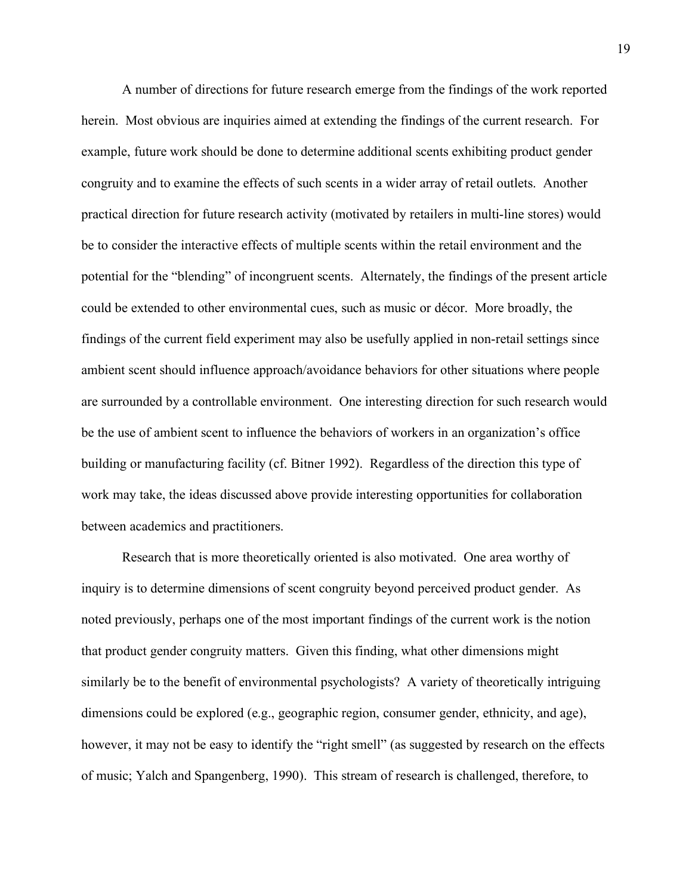A number of directions for future research emerge from the findings of the work reported herein. Most obvious are inquiries aimed at extending the findings of the current research. For example, future work should be done to determine additional scents exhibiting product gender congruity and to examine the effects of such scents in a wider array of retail outlets. Another practical direction for future research activity (motivated by retailers in multi-line stores) would be to consider the interactive effects of multiple scents within the retail environment and the potential for the "blending" of incongruent scents. Alternately, the findings of the present article could be extended to other environmental cues, such as music or décor. More broadly, the findings of the current field experiment may also be usefully applied in non-retail settings since ambient scent should influence approach/avoidance behaviors for other situations where people are surrounded by a controllable environment. One interesting direction for such research would be the use of ambient scent to influence the behaviors of workers in an organization's office building or manufacturing facility (cf. Bitner 1992). Regardless of the direction this type of work may take, the ideas discussed above provide interesting opportunities for collaboration between academics and practitioners.

Research that is more theoretically oriented is also motivated. One area worthy of inquiry is to determine dimensions of scent congruity beyond perceived product gender. As noted previously, perhaps one of the most important findings of the current work is the notion that product gender congruity matters. Given this finding, what other dimensions might similarly be to the benefit of environmental psychologists? A variety of theoretically intriguing dimensions could be explored (e.g., geographic region, consumer gender, ethnicity, and age), however, it may not be easy to identify the "right smell" (as suggested by research on the effects of music; Yalch and Spangenberg, 1990). This stream of research is challenged, therefore, to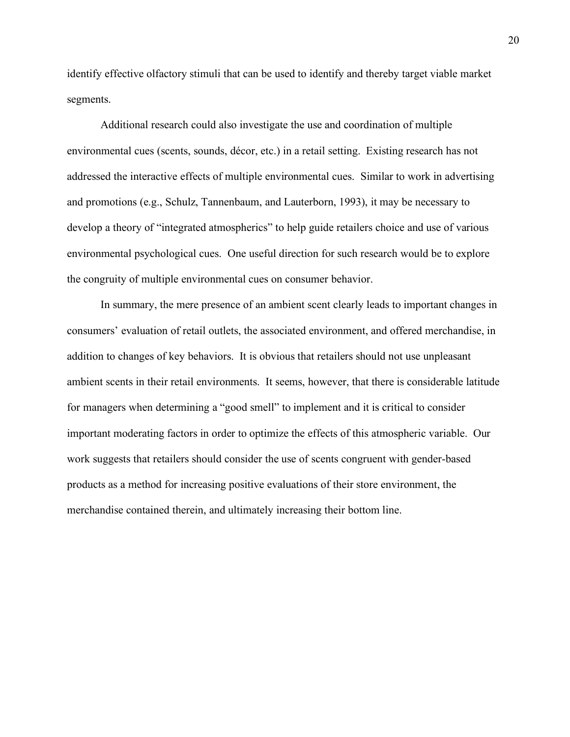identify effective olfactory stimuli that can be used to identify and thereby target viable market segments.

Additional research could also investigate the use and coordination of multiple environmental cues (scents, sounds, décor, etc.) in a retail setting. Existing research has not addressed the interactive effects of multiple environmental cues. Similar to work in advertising and promotions (e.g., Schulz, Tannenbaum, and Lauterborn, 1993), it may be necessary to develop a theory of "integrated atmospherics" to help guide retailers choice and use of various environmental psychological cues. One useful direction for such research would be to explore the congruity of multiple environmental cues on consumer behavior.

In summary, the mere presence of an ambient scent clearly leads to important changes in consumers' evaluation of retail outlets, the associated environment, and offered merchandise, in addition to changes of key behaviors. It is obvious that retailers should not use unpleasant ambient scents in their retail environments. It seems, however, that there is considerable latitude for managers when determining a "good smell" to implement and it is critical to consider important moderating factors in order to optimize the effects of this atmospheric variable. Our work suggests that retailers should consider the use of scents congruent with gender-based products as a method for increasing positive evaluations of their store environment, the merchandise contained therein, and ultimately increasing their bottom line.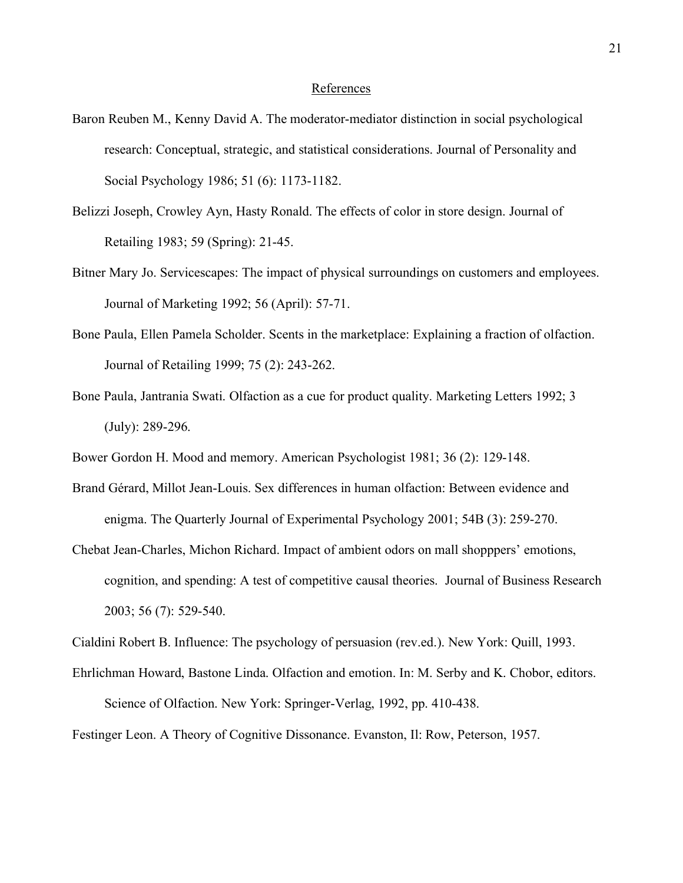## References

Baron Reuben M., Kenny David A. The moderator-mediator distinction in social psychological research: Conceptual, strategic, and statistical considerations. Journal of Personality and Social Psychology 1986; 51 (6): 1173-1182.

Belizzi Joseph, Crowley Ayn, Hasty Ronald. The effects of color in store design. Journal of Retailing 1983; 59 (Spring): 21-45.

Bitner Mary Jo. Servicescapes: The impact of physical surroundings on customers and employees. Journal of Marketing 1992; 56 (April): 57-71.

Bone Paula, Ellen Pamela Scholder. Scents in the marketplace: Explaining a fraction of olfaction. Journal of Retailing 1999; 75 (2): 243-262.

Bone Paula, Jantrania Swati. Olfaction as a cue for product quality. Marketing Letters 1992; 3 (July): 289-296.

Bower Gordon H. Mood and memory. American Psychologist 1981; 36 (2): 129-148.

Brand Gérard, Millot Jean-Louis. Sex differences in human olfaction: Between evidence and enigma. The Quarterly Journal of Experimental Psychology 2001; 54B (3): 259-270.

Chebat Jean-Charles, Michon Richard. Impact of ambient odors on mall shopppers' emotions, cognition, and spending: A test of competitive causal theories. Journal of Business Research 2003; 56 (7): 529-540.

Cialdini Robert B. Influence: The psychology of persuasion (rev.ed.). New York: Quill, 1993.

Ehrlichman Howard, Bastone Linda. Olfaction and emotion. In: M. Serby and K. Chobor, editors. Science of Olfaction. New York: Springer-Verlag, 1992, pp. 410-438.

Festinger Leon. A Theory of Cognitive Dissonance. Evanston, Il: Row, Peterson, 1957.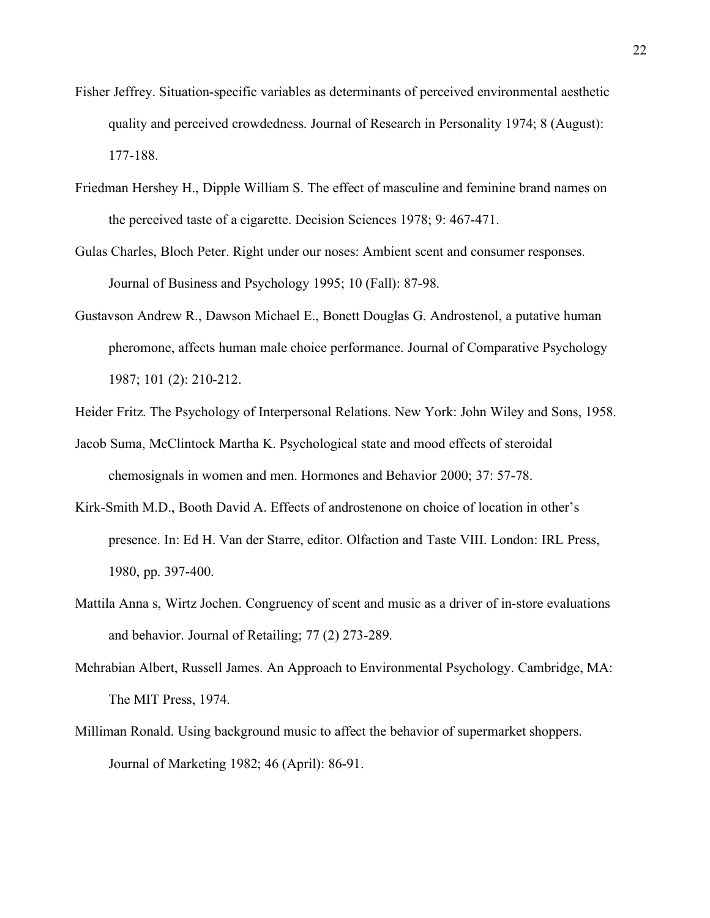Fisher Jeffrey. Situation-specific variables as determinants of perceived environmental aesthetic quality and perceived crowdedness. Journal of Research in Personality 1974; 8 (August): 177-188.

Friedman Hershey H., Dipple William S. The effect of masculine and feminine brand names on the perceived taste of a cigarette. Decision Sciences 1978; 9: 467-471.

Gulas Charles, Bloch Peter. Right under our noses: Ambient scent and consumer responses. Journal of Business and Psychology 1995; 10 (Fall): 87-98.

Gustavson Andrew R., Dawson Michael E., Bonett Douglas G. Androstenol, a putative human pheromone, affects human male choice performance. Journal of Comparative Psychology 1987; 101 (2): 210-212.

Heider Fritz. The Psychology of Interpersonal Relations. New York: John Wiley and Sons, 1958.

Jacob Suma, McClintock Martha K. Psychological state and mood effects of steroidal chemosignals in women and men. Hormones and Behavior 2000; 37: 57-78.

Kirk-Smith M.D., Booth David A. Effects of androstenone on choice of location in other's presence. In: Ed H. Van der Starre, editor. Olfaction and Taste VIII. London: IRL Press, 1980, pp. 397-400.

Mattila Anna s, Wirtz Jochen. Congruency of scent and music as a driver of in-store evaluations and behavior. Journal of Retailing; 77 (2) 273-289.

Mehrabian Albert, Russell James. An Approach to Environmental Psychology. Cambridge, MA: The MIT Press, 1974.

Milliman Ronald. Using background music to affect the behavior of supermarket shoppers. Journal of Marketing 1982; 46 (April): 86-91.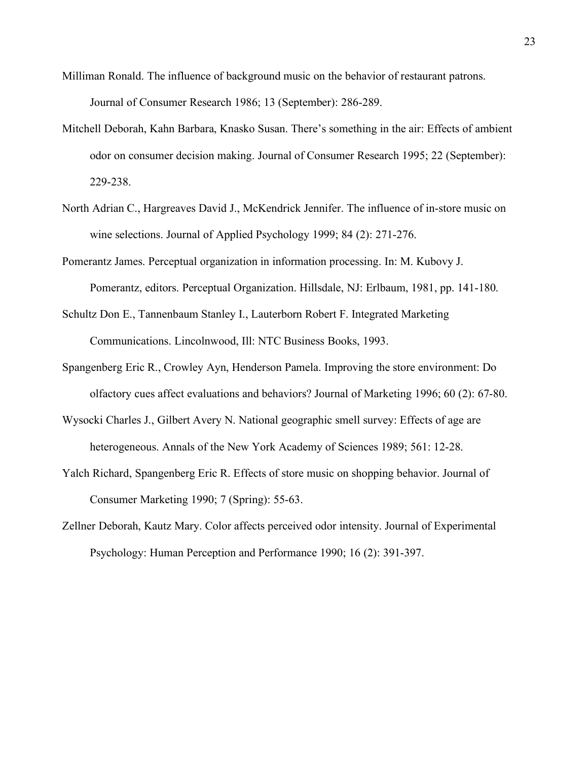Milliman Ronald. The influence of background music on the behavior of restaurant patrons. Journal of Consumer Research 1986; 13 (September): 286-289.

Mitchell Deborah, Kahn Barbara, Knasko Susan. There's something in the air: Effects of ambient odor on consumer decision making. Journal of Consumer Research 1995; 22 (September): 229-238.

North Adrian C., Hargreaves David J., McKendrick Jennifer. The influence of in-store music on wine selections. Journal of Applied Psychology 1999; 84 (2): 271-276.

Pomerantz James. Perceptual organization in information processing. In: M. Kubovy J. Pomerantz, editors. Perceptual Organization. Hillsdale, NJ: Erlbaum, 1981, pp. 141-180.

Schultz Don E., Tannenbaum Stanley I., Lauterborn Robert F. Integrated Marketing Communications. Lincolnwood, Ill: NTC Business Books, 1993.

Spangenberg Eric R., Crowley Ayn, Henderson Pamela. Improving the store environment: Do olfactory cues affect evaluations and behaviors? Journal of Marketing 1996; 60 (2): 67-80.

Wysocki Charles J., Gilbert Avery N. National geographic smell survey: Effects of age are heterogeneous. Annals of the New York Academy of Sciences 1989; 561: 12-28.

Yalch Richard, Spangenberg Eric R. Effects of store music on shopping behavior. Journal of Consumer Marketing 1990; 7 (Spring): 55-63.

Zellner Deborah, Kautz Mary. Color affects perceived odor intensity. Journal of Experimental Psychology: Human Perception and Performance 1990; 16 (2): 391-397.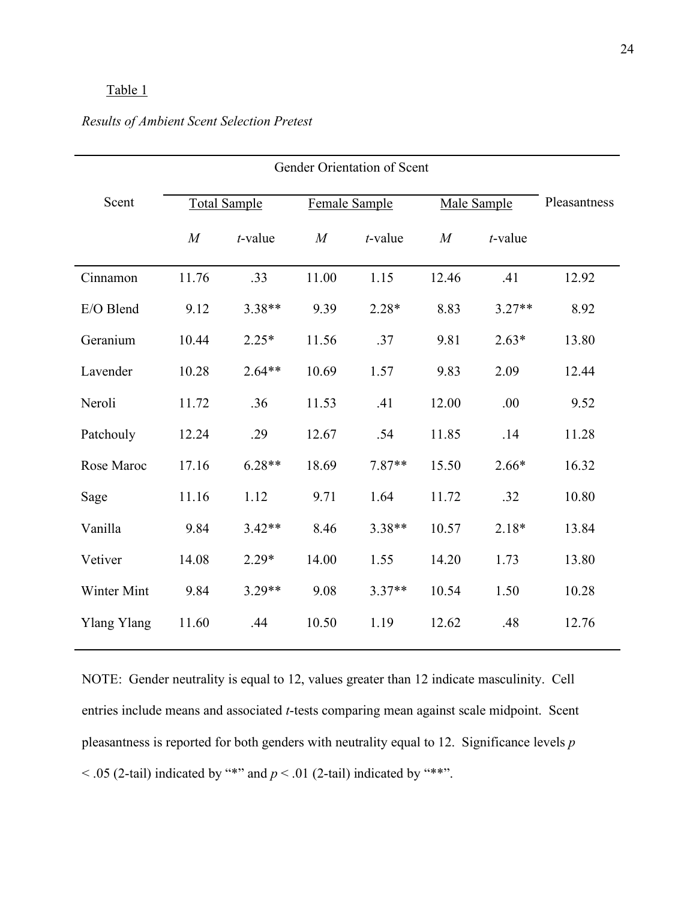Table 1

*Results of Ambient Scent Selection Pretest*

| Scent | Gender Orientation of Scent | | | | | | Pleasantness |
|---|---|---|---|---|---|---|---|
| | Total Sample | | Female Sample | | Male Sample | | |
| | *M* | *t*-value | *M* | *t*-value | *M* | *t*-value | |
| Cinnamon | 11.76 | .33 | 11.00 | 1.15 | 12.46 | .41 | 12.92 |
| E/O Blend | 9.12 | 3.38** | 9.39 | 2.28* | 8.83 | 3.27** | 8.92 |
| Geranium | 10.44 | 2.25* | 11.56 | .37 | 9.81 | 2.63* | 13.80 |
| Lavender | 10.28 | 2.64** | 10.69 | 1.57 | 9.83 | 2.09 | 12.44 |
| Neroli | 11.72 | .36 | 11.53 | .41 | 12.00 | .00 | 9.52 |
| Patchouly | 12.24 | .29 | 12.67 | .54 | 11.85 | .14 | 11.28 |
| Rose Maroc | 17.16 | 6.28** | 18.69 | 7.87** | 15.50 | 2.66* | 16.32 |
| Sage | 11.16 | 1.12 | 9.71 | 1.64 | 11.72 | .32 | 10.80 |
| Vanilla | 9.84 | 3.42** | 8.46 | 3.38** | 10.57 | 2.18* | 13.84 |
| Vetiver | 14.08 | 2.29* | 14.00 | 1.55 | 14.20 | 1.73 | 13.80 |
| Winter Mint | 9.84 | 3.29** | 9.08 | 3.37** | 10.54 | 1.50 | 10.28 |
| Ylang Ylang | 11.60 | .44 | 10.50 | 1.19 | 12.62 | .48 | 12.76 |

NOTE: Gender neutrality is equal to 12, values greater than 12 indicate masculinity. Cell entries include means and associated *t*-tests comparing mean against scale midpoint. Scent pleasantness is reported for both genders with neutrality equal to 12. Significance levels $p < .05$ (2-tail) indicated by "*" and $p < .01$ (2-tail) indicated by "**".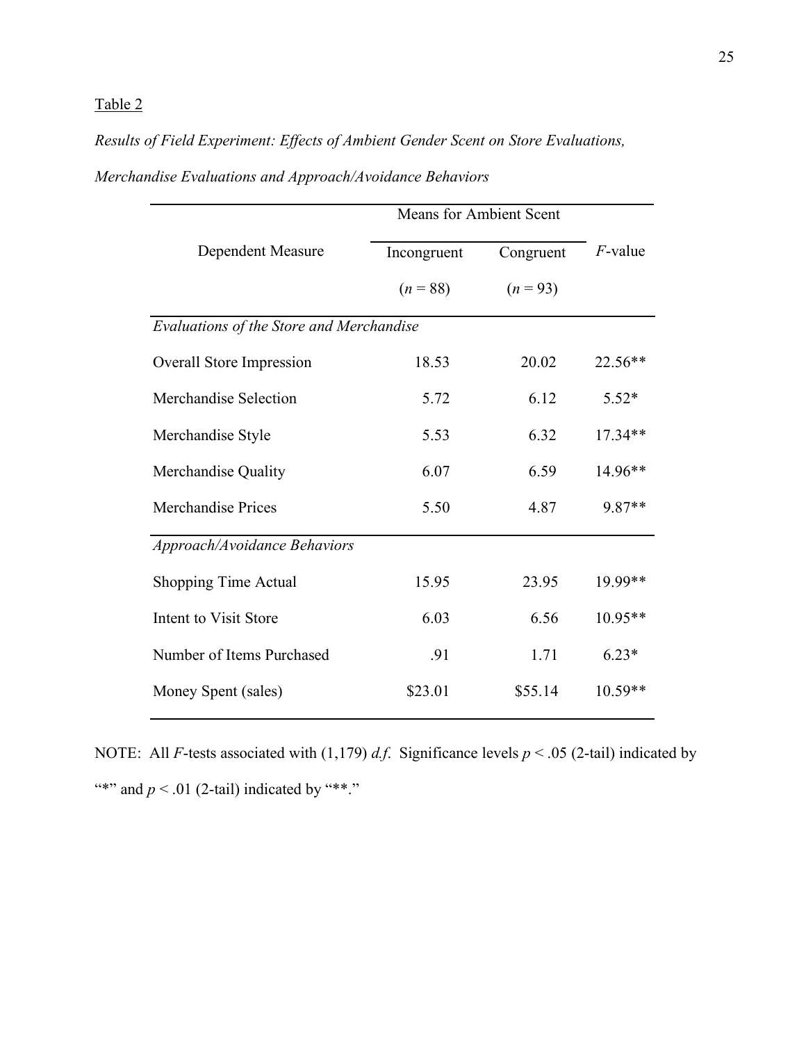Table 2

*Results of Field Experiment: Effects of Ambient Gender Scent on Store Evaluations, Merchandise Evaluations and Approach/Avoidance Behaviors*

| Dependent Measure | Means for Ambient Scent | | *F*-value |
|---|---|---|---|
| | Incongruent ($n$ = 88) | Congruent ($n$ = 93) | |
| *Evaluations of the Store and Merchandise* | | | |
| Overall Store Impression | 18.53 | 20.02 | 22.56** |
| Merchandise Selection | 5.72 | 6.12 | 5.52* |
| Merchandise Style | 5.53 | 6.32 | 17.34** |
| Merchandise Quality | 6.07 | 6.59 | 14.96** |
| Merchandise Prices | 5.50 | 4.87 | 9.87** |
| *Approach/Avoidance Behaviors* | | | |
| Shopping Time Actual | 15.95 | 23.95 | 19.99** |
| Intent to Visit Store | 6.03 | 6.56 | 10.95** |
| Number of Items Purchased | .91 | 1.71 | 6.23* |
| Money Spent (sales) | $23.01 | $55.14 | 10.59** |

NOTE: All *F*-tests associated with (1,179) *d.f.* Significance levels $p < .05$ (2-tail) indicated by "*" and $p < .01$ (2-tail) indicated by "**."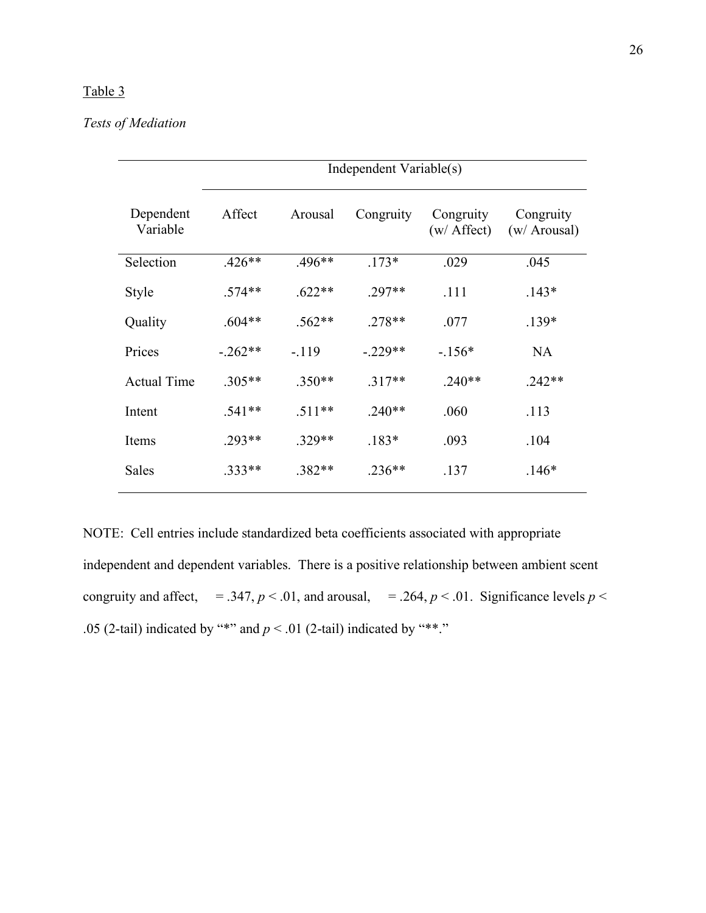Table 3

*Tests of Mediation*

| | Independent Variable(s) | | | | |
|---|---|---|---|---|---|
| Dependent Variable | Affect | Arousal | Congruity | Congruity (w/ Affect) | Congruity (w/ Arousal) |
| Selection | .426** | .496** | .173* | .029 | .045 |
| Style | .574** | .622** | .297** | .111 | .143* |
| Quality | .604** | .562** | .278** | .077 | .139* |
| Prices | -.262** | -.119 | -.229** | -.156* | NA |
| Actual Time | .305** | .350** | .317** | .240** | .242** |
| Intent | .541** | .511** | .240** | .060 | .113 |
| Items | .293** | .329** | .183* | .093 | .104 |
| Sales | .333** | .382** | .236** | .137 | .146* |

NOTE: Cell entries include standardized beta coefficients associated with appropriate independent and dependent variables. There is a positive relationship between ambient scent congruity and affect, = .347, $p < .01$, and arousal, = .264, $p < .01$. Significance levels $p < .05$ (2-tail) indicated by "*" and $p < .01$ (2-tail) indicated by "**."